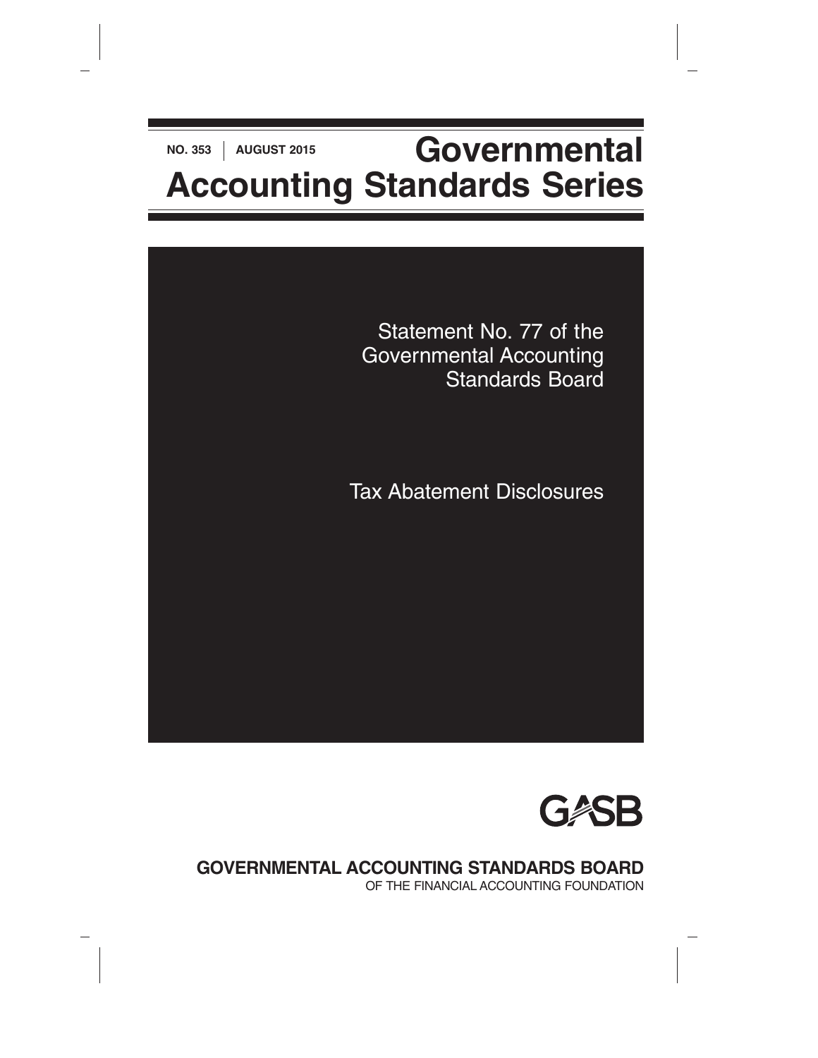NO. 353 | AUGUST 2015

# Governmental Accounting Standards Series

## Statement No. 77 of the Governmental Accounting Standards Board

## Tax Abatement Disclosures

GASB

**GOVERNMENTAL ACCOUNTING STANDARDS BOARD**
OF THE FINANCIAL ACCOUNTING FOUNDATION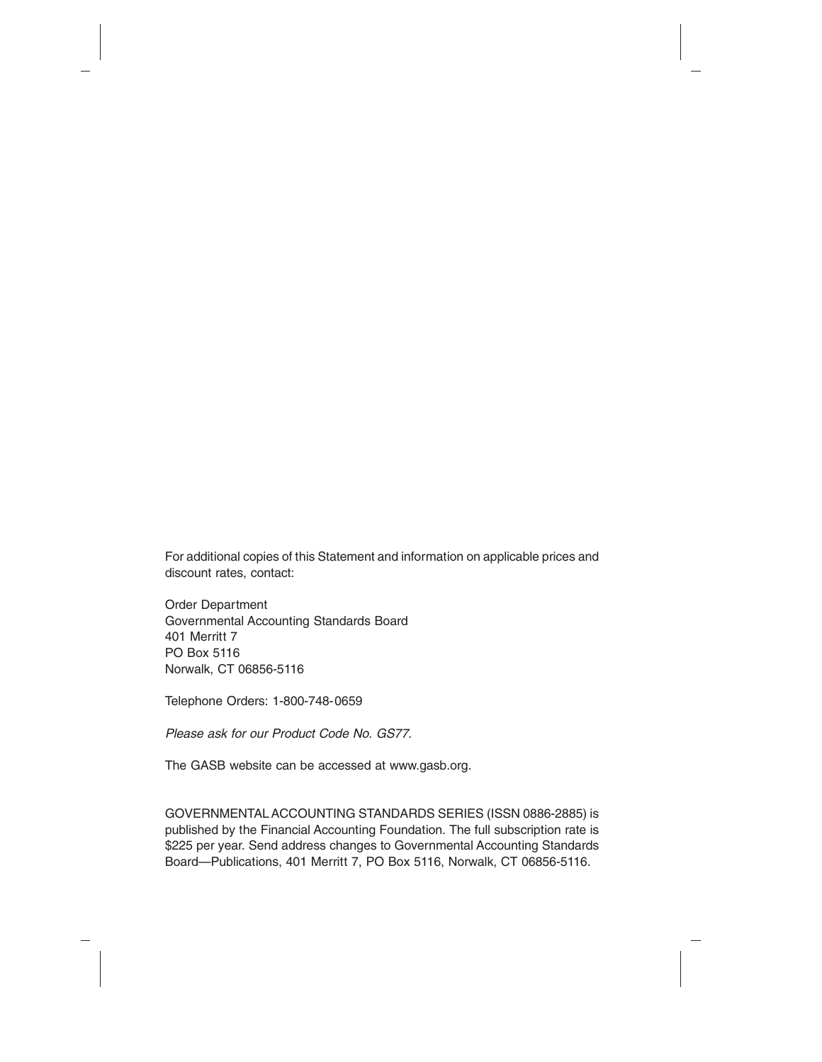For additional copies of this Statement and information on applicable prices and discount rates, contact:

Order Department  
Governmental Accounting Standards Board  
401 Merritt 7  
PO Box 5116  
Norwalk, CT 06856-5116

Telephone Orders: 1-800-748-0659

*Please ask for our Product Code No. GS77.*

The GASB website can be accessed at www.gasb.org.

GOVERNMENTAL ACCOUNTING STANDARDS SERIES (ISSN 0886-2885) is published by the Financial Accounting Foundation. The full subscription rate is $225 per year. Send address changes to Governmental Accounting Standards Board—Publications, 401 Merritt 7, PO Box 5116, Norwalk, CT 06856-5116.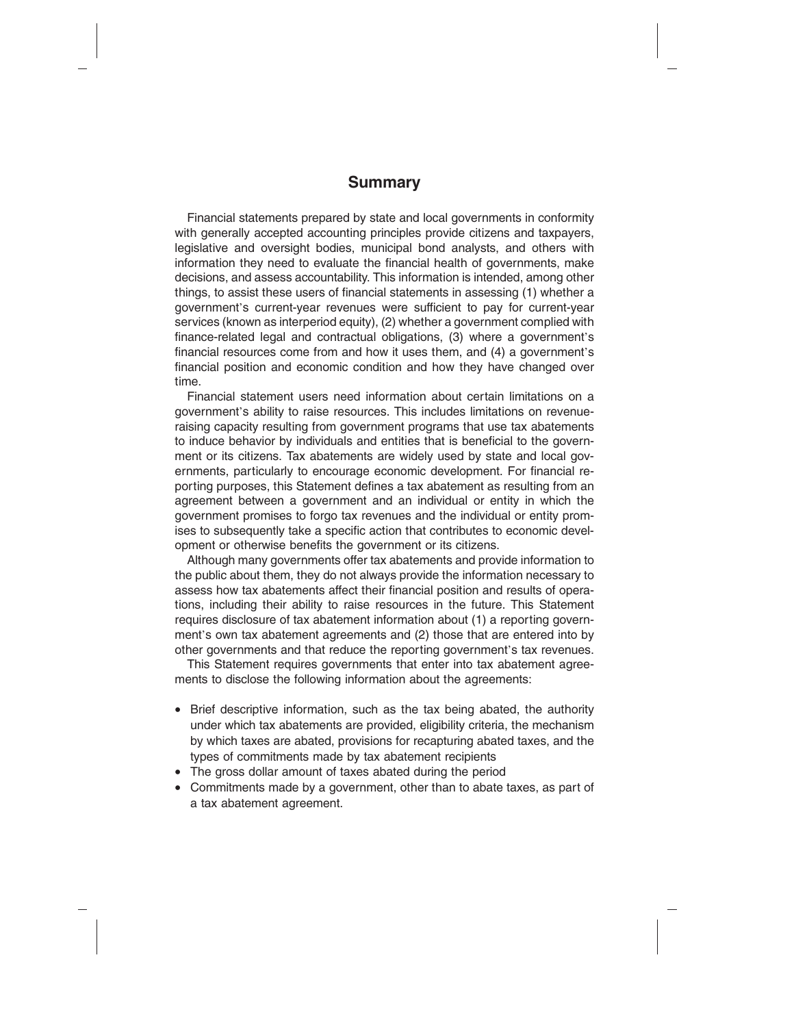## Summary

Financial statements prepared by state and local governments in conformity with generally accepted accounting principles provide citizens and taxpayers, legislative and oversight bodies, municipal bond analysts, and others with information they need to evaluate the financial health of governments, make decisions, and assess accountability. This information is intended, among other things, to assist these users of financial statements in assessing (1) whether a government's current-year revenues were sufficient to pay for current-year services (known as interperiod equity), (2) whether a government complied with finance-related legal and contractual obligations, (3) where a government's financial resources come from and how it uses them, and (4) a government's financial position and economic condition and how they have changed over time.

Financial statement users need information about certain limitations on a government's ability to raise resources. This includes limitations on revenue-raising capacity resulting from government programs that use tax abatements to induce behavior by individuals and entities that is beneficial to the government or its citizens. Tax abatements are widely used by state and local governments, particularly to encourage economic development. For financial reporting purposes, this Statement defines a tax abatement as resulting from an agreement between a government and an individual or entity in which the government promises to forgo tax revenues and the individual or entity promises to subsequently take a specific action that contributes to economic development or otherwise benefits the government or its citizens.

Although many governments offer tax abatements and provide information to the public about them, they do not always provide the information necessary to assess how tax abatements affect their financial position and results of operations, including their ability to raise resources in the future. This Statement requires disclosure of tax abatement information about (1) a reporting government's own tax abatement agreements and (2) those that are entered into by other governments and that reduce the reporting government's tax revenues.

This Statement requires governments that enter into tax abatement agreements to disclose the following information about the agreements:

- Brief descriptive information, such as the tax being abated, the authority under which tax abatements are provided, eligibility criteria, the mechanism by which taxes are abated, provisions for recapturing abated taxes, and the types of commitments made by tax abatement recipients
- The gross dollar amount of taxes abated during the period
- Commitments made by a government, other than to abate taxes, as part of a tax abatement agreement.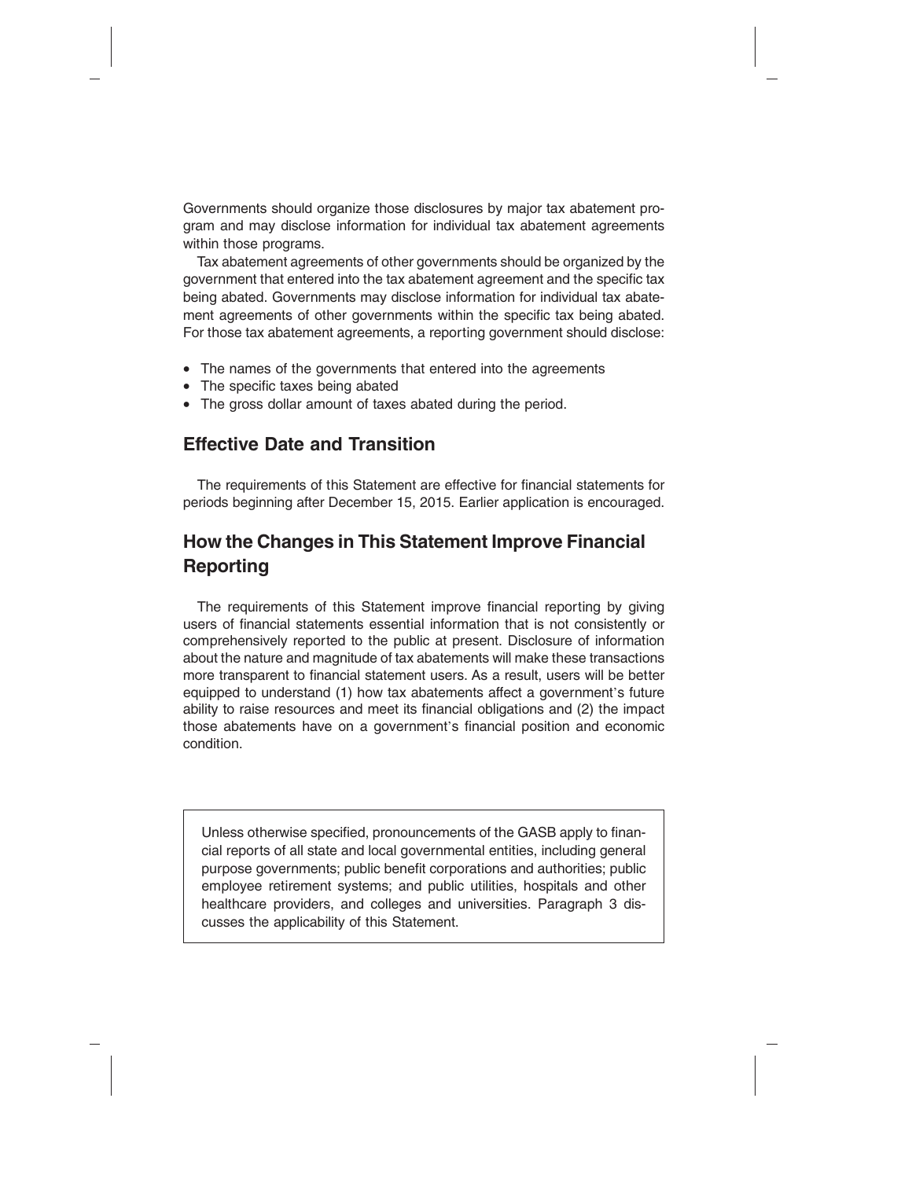Governments should organize those disclosures by major tax abatement program and may disclose information for individual tax abatement agreements within those programs.

Tax abatement agreements of other governments should be organized by the government that entered into the tax abatement agreement and the specific tax being abated. Governments may disclose information for individual tax abatement agreements of other governments within the specific tax being abated. For those tax abatement agreements, a reporting government should disclose:

- The names of the governments that entered into the agreements
- The specific taxes being abated
- The gross dollar amount of taxes abated during the period.

## Effective Date and Transition

The requirements of this Statement are effective for financial statements for periods beginning after December 15, 2015. Earlier application is encouraged.

## How the Changes in This Statement Improve Financial Reporting

The requirements of this Statement improve financial reporting by giving users of financial statements essential information that is not consistently or comprehensively reported to the public at present. Disclosure of information about the nature and magnitude of tax abatements will make these transactions more transparent to financial statement users. As a result, users will be better equipped to understand (1) how tax abatements affect a government's future ability to raise resources and meet its financial obligations and (2) the impact those abatements have on a government's financial position and economic condition.

Unless otherwise specified, pronouncements of the GASB apply to financial reports of all state and local governmental entities, including general purpose governments; public benefit corporations and authorities; public employee retirement systems; and public utilities, hospitals and other healthcare providers, and colleges and universities. Paragraph 3 discusses the applicability of this Statement.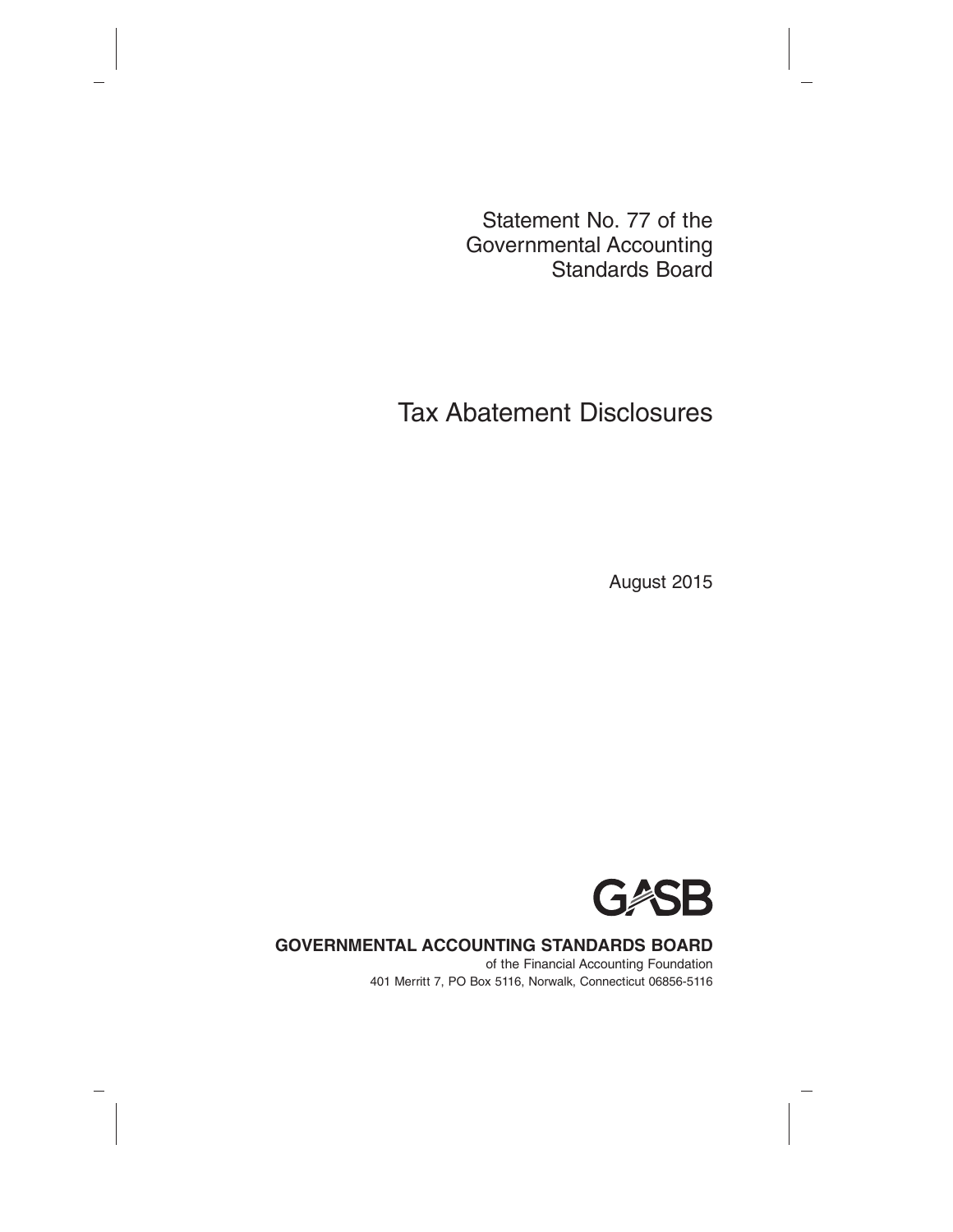Statement No. 77 of the Governmental Accounting Standards Board

# Tax Abatement Disclosures

August 2015

GASB

**GOVERNMENTAL ACCOUNTING STANDARDS BOARD**

of the Financial Accounting Foundation

401 Merritt 7, PO Box 5116, Norwalk, Connecticut 06856-5116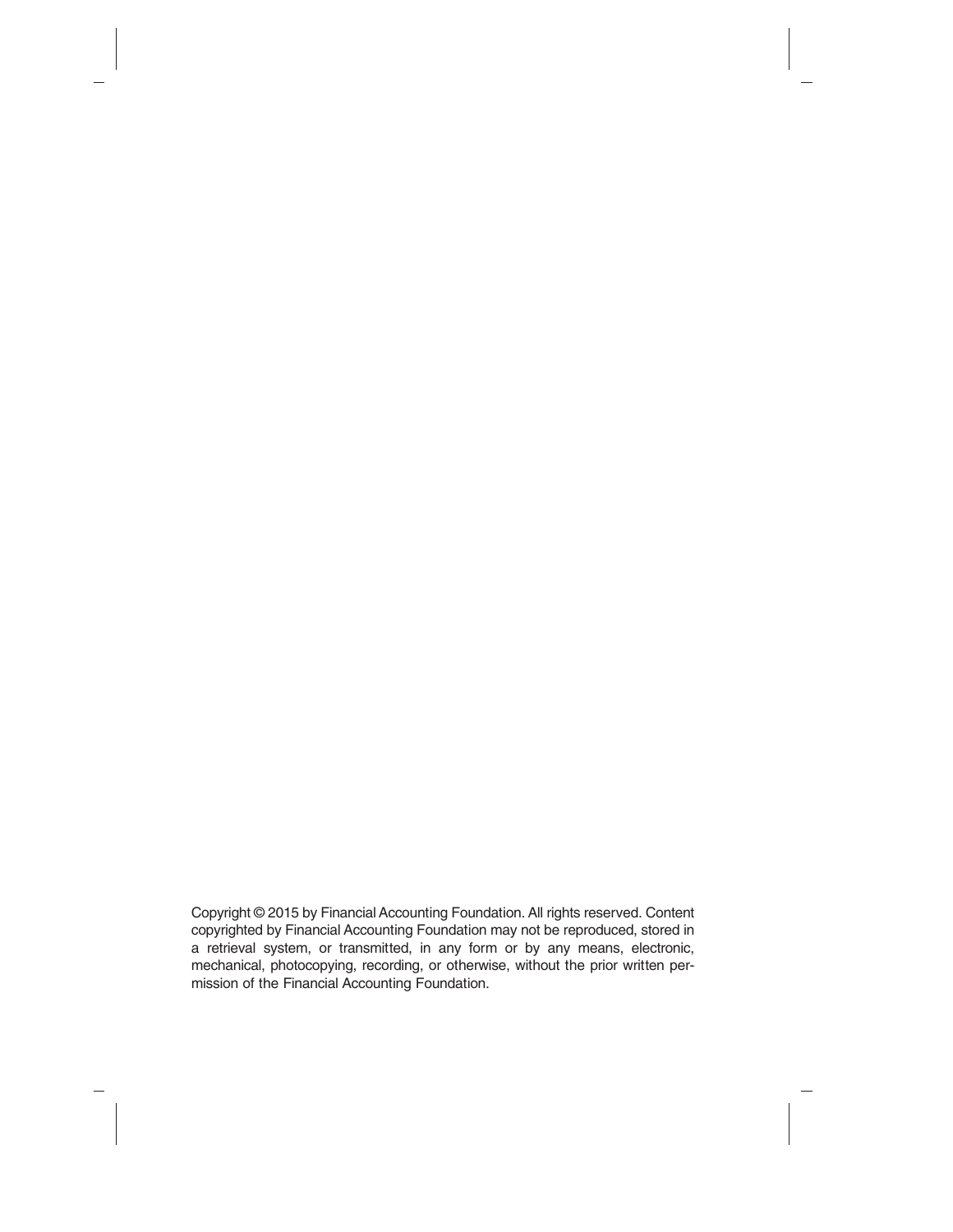Copyright © 2015 by Financial Accounting Foundation. All rights reserved. Content copyrighted by Financial Accounting Foundation may not be reproduced, stored in a retrieval system, or transmitted, in any form or by any means, electronic, mechanical, photocopying, recording, or otherwise, without the prior written permission of the Financial Accounting Foundation.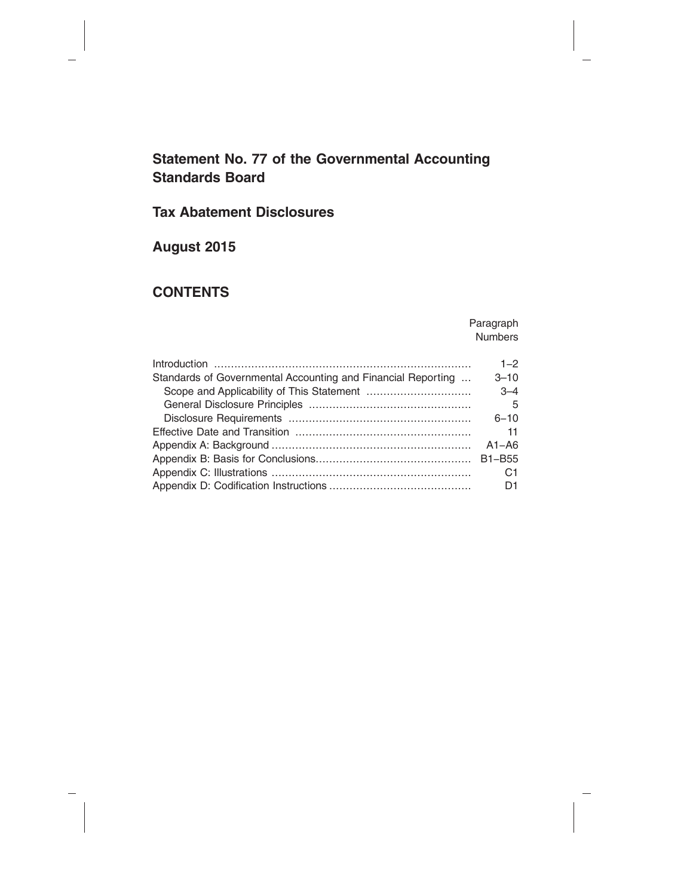## Statement No. 77 of the Governmental Accounting Standards Board

## Tax Abatement Disclosures

## August 2015

## CONTENTS

| | Paragraph Numbers |
|---|---|
| Introduction | 1–2 |
| Standards of Governmental Accounting and Financial Reporting | 3–10 |
| Scope and Applicability of This Statement | 3–4 |
| General Disclosure Principles | 5 |
| Disclosure Requirements | 6–10 |
| Effective Date and Transition | 11 |
| Appendix A: Background | A1–A6 |
| Appendix B: Basis for Conclusions | B1–B55 |
| Appendix C: Illustrations | C1 |
| Appendix D: Codification Instructions | D1 |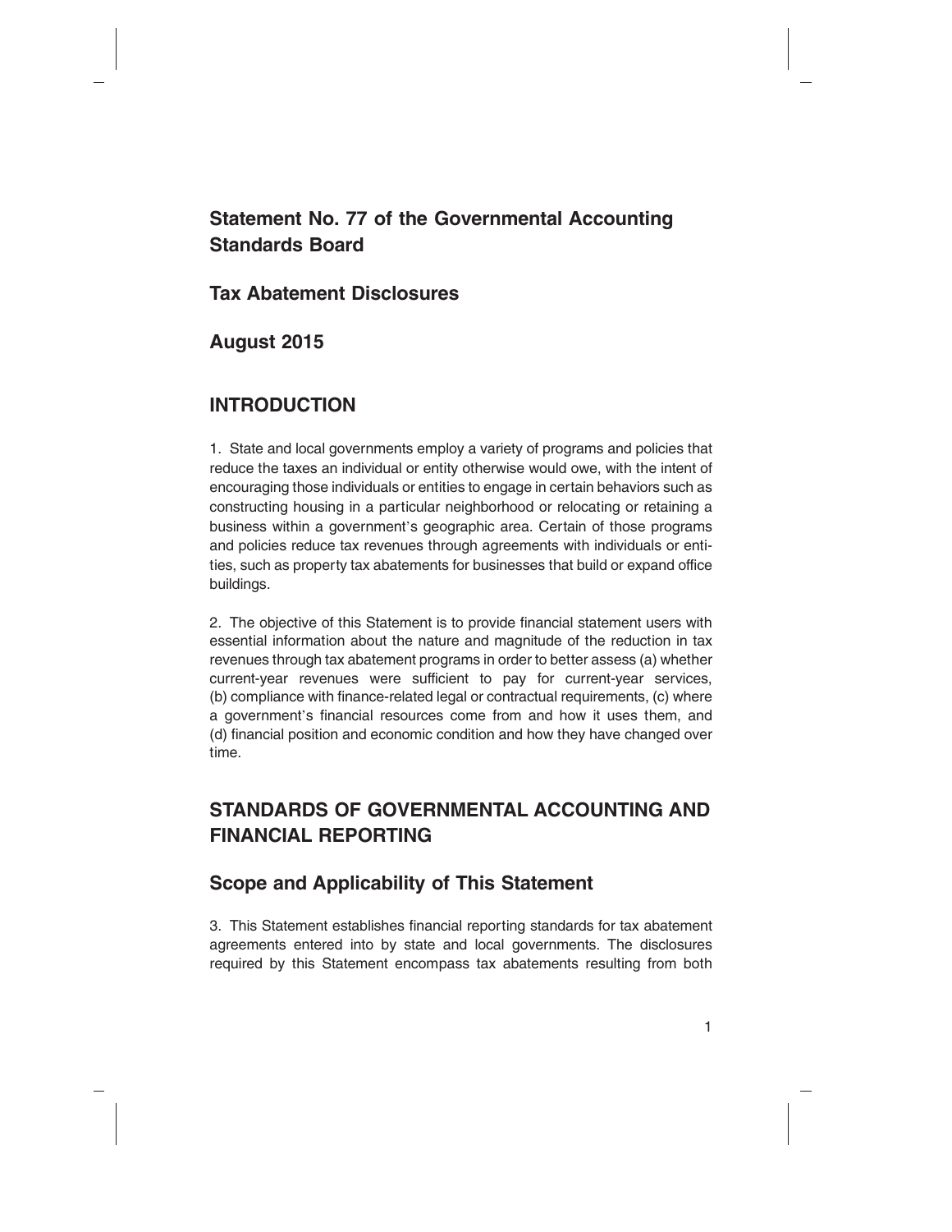## Statement No. 77 of the Governmental Accounting Standards Board

## Tax Abatement Disclosures

## August 2015

## INTRODUCTION

1. State and local governments employ a variety of programs and policies that reduce the taxes an individual or entity otherwise would owe, with the intent of encouraging those individuals or entities to engage in certain behaviors such as constructing housing in a particular neighborhood or relocating or retaining a business within a government's geographic area. Certain of those programs and policies reduce tax revenues through agreements with individuals or entities, such as property tax abatements for businesses that build or expand office buildings.

2. The objective of this Statement is to provide financial statement users with essential information about the nature and magnitude of the reduction in tax revenues through tax abatement programs in order to better assess (a) whether current-year revenues were sufficient to pay for current-year services, (b) compliance with finance-related legal or contractual requirements, (c) where a government's financial resources come from and how it uses them, and (d) financial position and economic condition and how they have changed over time.

## STANDARDS OF GOVERNMENTAL ACCOUNTING AND FINANCIAL REPORTING

### Scope and Applicability of This Statement

3. This Statement establishes financial reporting standards for tax abatement agreements entered into by state and local governments. The disclosures required by this Statement encompass tax abatements resulting from both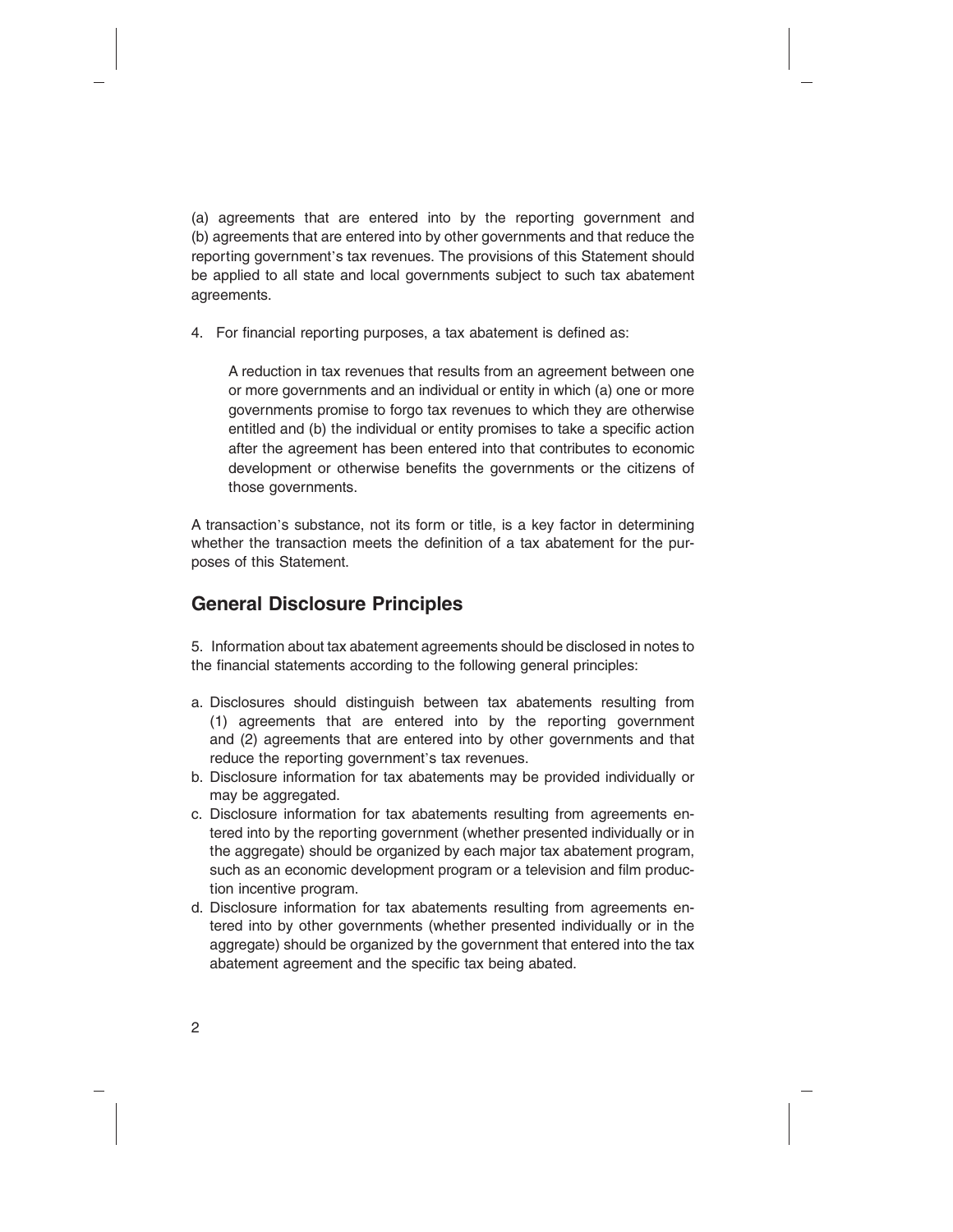(a) agreements that are entered into by the reporting government and (b) agreements that are entered into by other governments and that reduce the reporting government's tax revenues. The provisions of this Statement should be applied to all state and local governments subject to such tax abatement agreements.

4. For financial reporting purposes, a tax abatement is defined as:

> A reduction in tax revenues that results from an agreement between one or more governments and an individual or entity in which (a) one or more governments promise to forgo tax revenues to which they are otherwise entitled and (b) the individual or entity promises to take a specific action after the agreement has been entered into that contributes to economic development or otherwise benefits the governments or the citizens of those governments.

A transaction's substance, not its form or title, is a key factor in determining whether the transaction meets the definition of a tax abatement for the purposes of this Statement.

## General Disclosure Principles

5. Information about tax abatement agreements should be disclosed in notes to the financial statements according to the following general principles:

a. Disclosures should distinguish between tax abatements resulting from (1) agreements that are entered into by the reporting government and (2) agreements that are entered into by other governments and that reduce the reporting government's tax revenues.
b. Disclosure information for tax abatements may be provided individually or may be aggregated.
c. Disclosure information for tax abatements resulting from agreements entered into by the reporting government (whether presented individually or in the aggregate) should be organized by each major tax abatement program, such as an economic development program or a television and film production incentive program.
d. Disclosure information for tax abatements resulting from agreements entered into by other governments (whether presented individually or in the aggregate) should be organized by the government that entered into the tax abatement agreement and the specific tax being abated.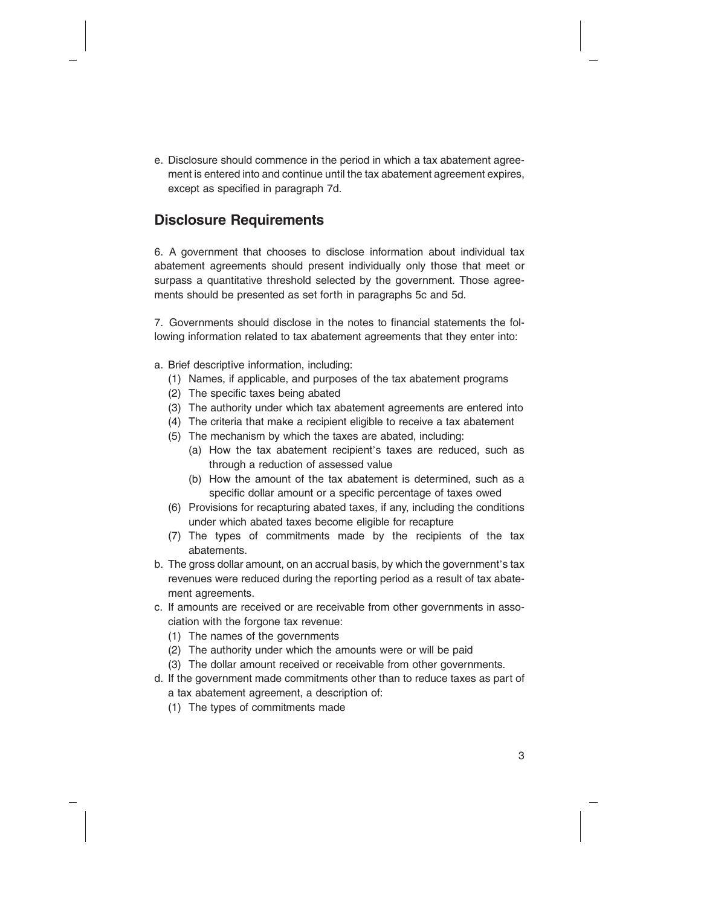e. Disclosure should commence in the period in which a tax abatement agreement is entered into and continue until the tax abatement agreement expires, except as specified in paragraph 7d.

## Disclosure Requirements

6. A government that chooses to disclose information about individual tax abatement agreements should present individually only those that meet or surpass a quantitative threshold selected by the government. Those agreements should be presented as set forth in paragraphs 5c and 5d.

7. Governments should disclose in the notes to financial statements the following information related to tax abatement agreements that they enter into:

a. Brief descriptive information, including:
   (1) Names, if applicable, and purposes of the tax abatement programs
   (2) The specific taxes being abated
   (3) The authority under which tax abatement agreements are entered into
   (4) The criteria that make a recipient eligible to receive a tax abatement
   (5) The mechanism by which the taxes are abated, including:
      (a) How the tax abatement recipient's taxes are reduced, such as through a reduction of assessed value
      (b) How the amount of the tax abatement is determined, such as a specific dollar amount or a specific percentage of taxes owed
   (6) Provisions for recapturing abated taxes, if any, including the conditions under which abated taxes become eligible for recapture
   (7) The types of commitments made by the recipients of the tax abatements.

b. The gross dollar amount, on an accrual basis, by which the government's tax revenues were reduced during the reporting period as a result of tax abatement agreements.

c. If amounts are received or are receivable from other governments in association with the forgone tax revenue:
   (1) The names of the governments
   (2) The authority under which the amounts were or will be paid
   (3) The dollar amount received or receivable from other governments.

d. If the government made commitments other than to reduce taxes as part of a tax abatement agreement, a description of:
   (1) The types of commitments made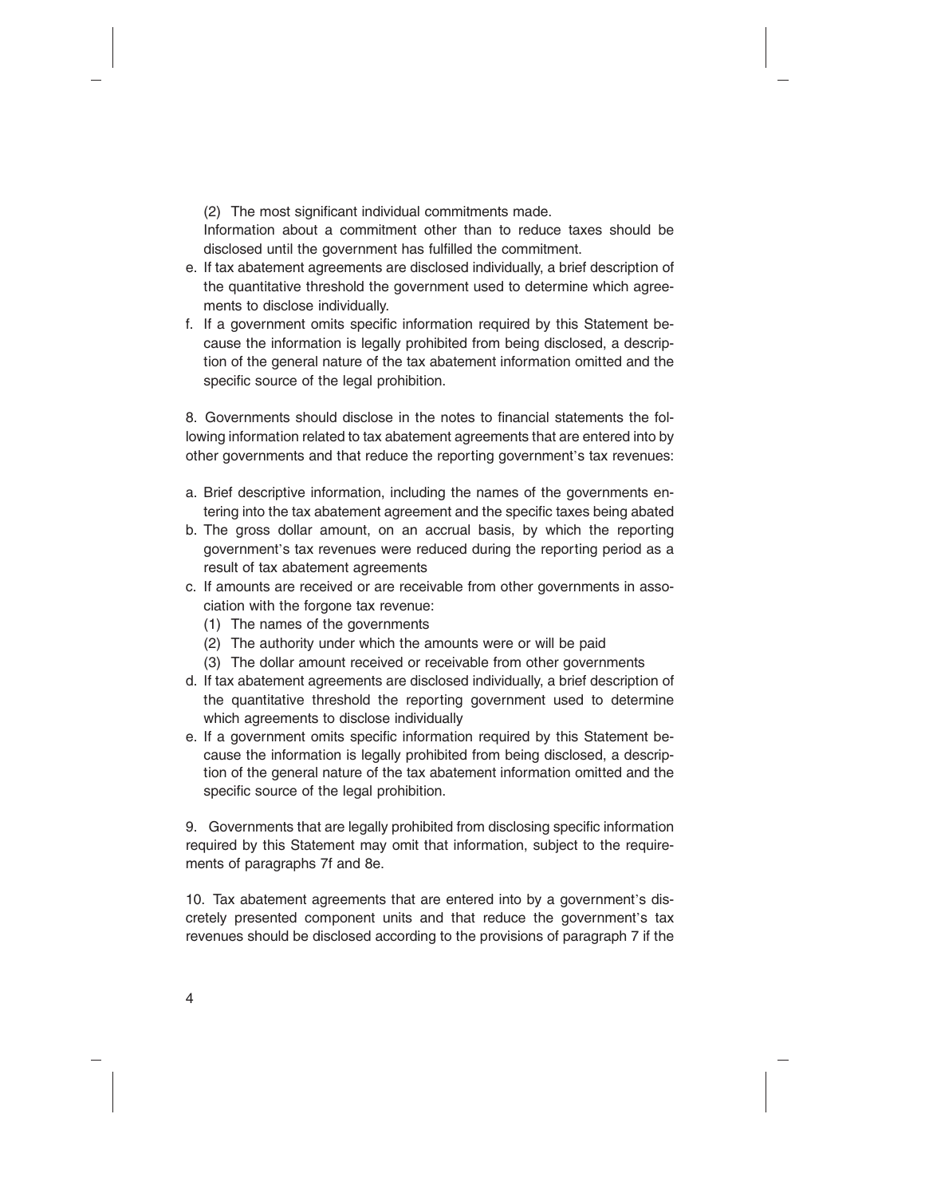(2) The most significant individual commitments made.

Information about a commitment other than to reduce taxes should be disclosed until the government has fulfilled the commitment.

e. If tax abatement agreements are disclosed individually, a brief description of the quantitative threshold the government used to determine which agreements to disclose individually.
f. If a government omits specific information required by this Statement because the information is legally prohibited from being disclosed, a description of the general nature of the tax abatement information omitted and the specific source of the legal prohibition.

8. Governments should disclose in the notes to financial statements the following information related to tax abatement agreements that are entered into by other governments and that reduce the reporting government's tax revenues:

a. Brief descriptive information, including the names of the governments entering into the tax abatement agreement and the specific taxes being abated
b. The gross dollar amount, on an accrual basis, by which the reporting government's tax revenues were reduced during the reporting period as a result of tax abatement agreements
c. If amounts are received or are receivable from other governments in association with the forgone tax revenue:
   (1) The names of the governments
   (2) The authority under which the amounts were or will be paid
   (3) The dollar amount received or receivable from other governments
d. If tax abatement agreements are disclosed individually, a brief description of the quantitative threshold the reporting government used to determine which agreements to disclose individually
e. If a government omits specific information required by this Statement because the information is legally prohibited from being disclosed, a description of the general nature of the tax abatement information omitted and the specific source of the legal prohibition.

9. Governments that are legally prohibited from disclosing specific information required by this Statement may omit that information, subject to the requirements of paragraphs 7f and 8e.

10. Tax abatement agreements that are entered into by a government's discretely presented component units and that reduce the government's tax revenues should be disclosed according to the provisions of paragraph 7 if the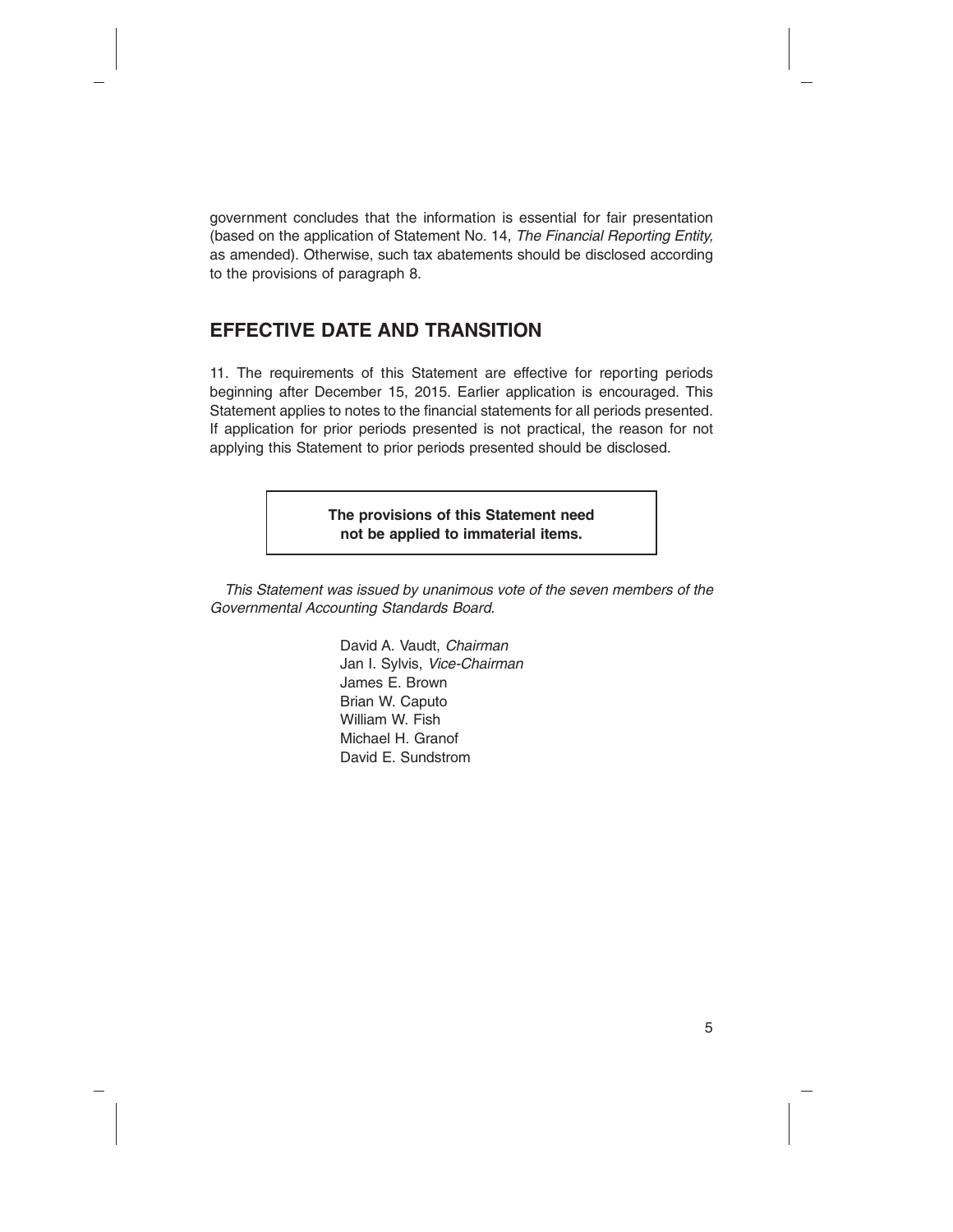government concludes that the information is essential for fair presentation (based on the application of Statement No. 14, *The Financial Reporting Entity,* as amended). Otherwise, such tax abatements should be disclosed according to the provisions of paragraph 8.

## EFFECTIVE DATE AND TRANSITION

11. The requirements of this Statement are effective for reporting periods beginning after December 15, 2015. Earlier application is encouraged. This Statement applies to notes to the financial statements for all periods presented. If application for prior periods presented is not practical, the reason for not applying this Statement to prior periods presented should be disclosed.

**The provisions of this Statement need not be applied to immaterial items.**

*This Statement was issued by unanimous vote of the seven members of the Governmental Accounting Standards Board.*

David A. Vaudt, *Chairman*
Jan I. Sylvis, *Vice-Chairman*
James E. Brown
Brian W. Caputo
William W. Fish
Michael H. Granof
David E. Sundstrom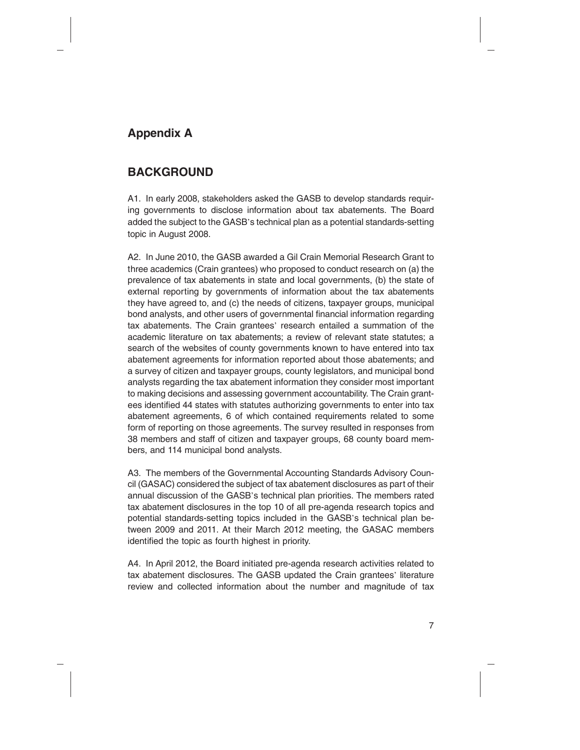## Appendix A

## BACKGROUND

A1. In early 2008, stakeholders asked the GASB to develop standards requiring governments to disclose information about tax abatements. The Board added the subject to the GASB's technical plan as a potential standards-setting topic in August 2008.

A2. In June 2010, the GASB awarded a Gil Crain Memorial Research Grant to three academics (Crain grantees) who proposed to conduct research on (a) the prevalence of tax abatements in state and local governments, (b) the state of external reporting by governments of information about the tax abatements they have agreed to, and (c) the needs of citizens, taxpayer groups, municipal bond analysts, and other users of governmental financial information regarding tax abatements. The Crain grantees' research entailed a summation of the academic literature on tax abatements; a review of relevant state statutes; a search of the websites of county governments known to have entered into tax abatement agreements for information reported about those abatements; and a survey of citizen and taxpayer groups, county legislators, and municipal bond analysts regarding the tax abatement information they consider most important to making decisions and assessing government accountability. The Crain grantees identified 44 states with statutes authorizing governments to enter into tax abatement agreements, 6 of which contained requirements related to some form of reporting on those agreements. The survey resulted in responses from 38 members and staff of citizen and taxpayer groups, 68 county board members, and 114 municipal bond analysts.

A3. The members of the Governmental Accounting Standards Advisory Council (GASAC) considered the subject of tax abatement disclosures as part of their annual discussion of the GASB's technical plan priorities. The members rated tax abatement disclosures in the top 10 of all pre-agenda research topics and potential standards-setting topics included in the GASB's technical plan between 2009 and 2011. At their March 2012 meeting, the GASAC members identified the topic as fourth highest in priority.

A4. In April 2012, the Board initiated pre-agenda research activities related to tax abatement disclosures. The GASB updated the Crain grantees' literature review and collected information about the number and magnitude of tax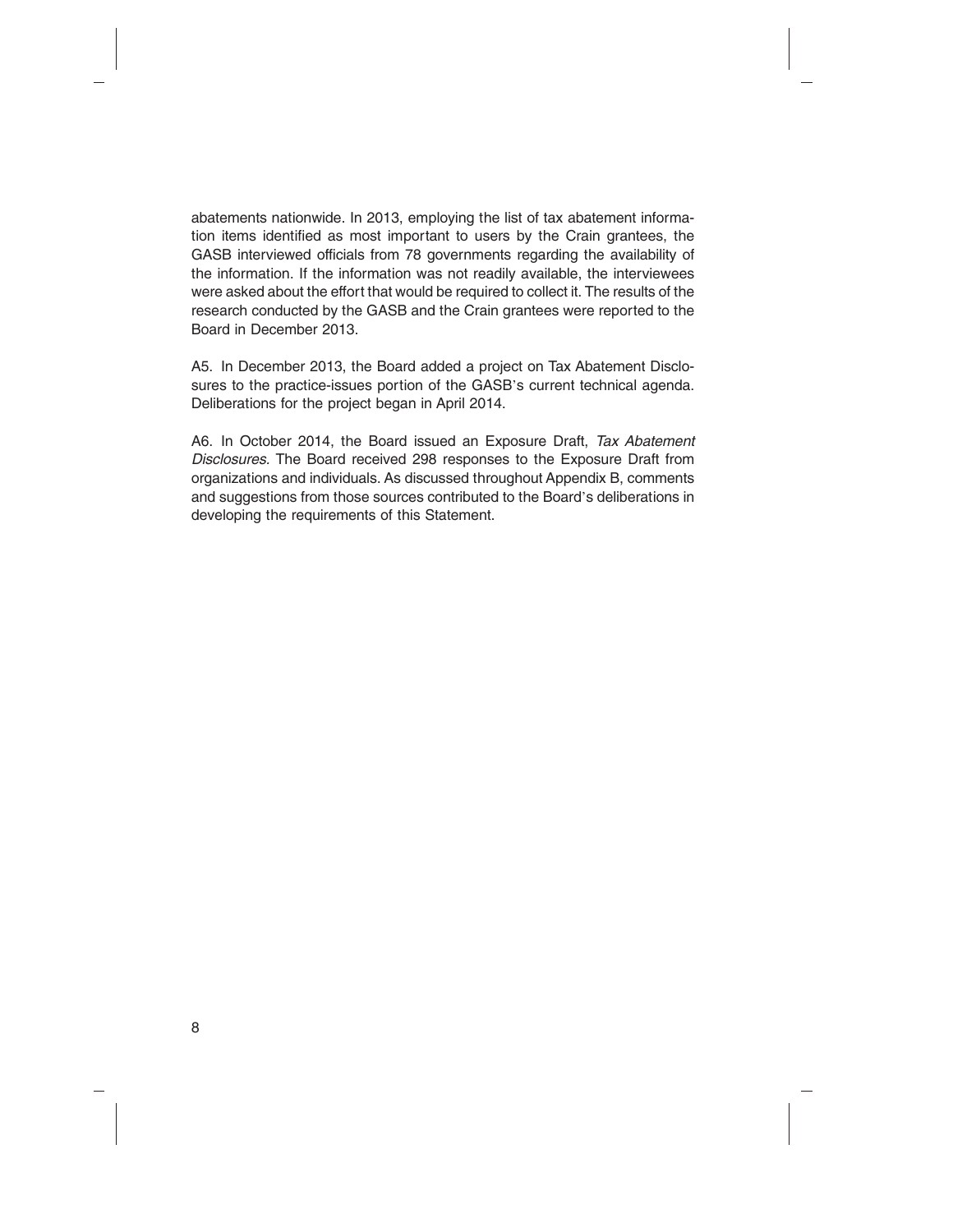abatements nationwide. In 2013, employing the list of tax abatement information items identified as most important to users by the Crain grantees, the GASB interviewed officials from 78 governments regarding the availability of the information. If the information was not readily available, the interviewees were asked about the effort that would be required to collect it. The results of the research conducted by the GASB and the Crain grantees were reported to the Board in December 2013.

A5. In December 2013, the Board added a project on Tax Abatement Disclosures to the practice-issues portion of the GASB's current technical agenda. Deliberations for the project began in April 2014.

A6. In October 2014, the Board issued an Exposure Draft, *Tax Abatement Disclosures.* The Board received 298 responses to the Exposure Draft from organizations and individuals. As discussed throughout Appendix B, comments and suggestions from those sources contributed to the Board's deliberations in developing the requirements of this Statement.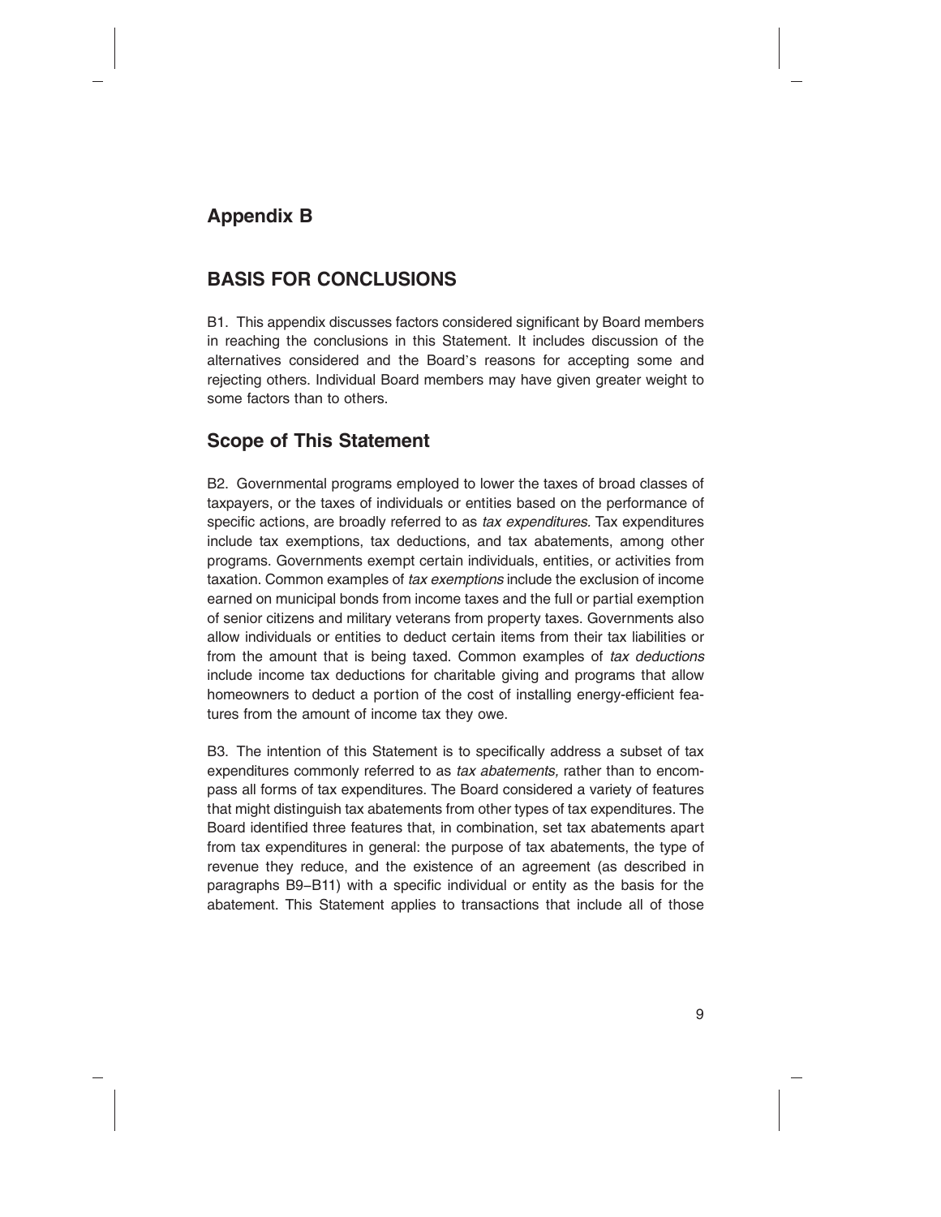## Appendix B

## BASIS FOR CONCLUSIONS

B1. This appendix discusses factors considered significant by Board members in reaching the conclusions in this Statement. It includes discussion of the alternatives considered and the Board's reasons for accepting some and rejecting others. Individual Board members may have given greater weight to some factors than to others.

## Scope of This Statement

B2. Governmental programs employed to lower the taxes of broad classes of taxpayers, or the taxes of individuals or entities based on the performance of specific actions, are broadly referred to as *tax expenditures.* Tax expenditures include tax exemptions, tax deductions, and tax abatements, among other programs. Governments exempt certain individuals, entities, or activities from taxation. Common examples of *tax exemptions* include the exclusion of income earned on municipal bonds from income taxes and the full or partial exemption of senior citizens and military veterans from property taxes. Governments also allow individuals or entities to deduct certain items from their tax liabilities or from the amount that is being taxed. Common examples of *tax deductions* include income tax deductions for charitable giving and programs that allow homeowners to deduct a portion of the cost of installing energy-efficient features from the amount of income tax they owe.

B3. The intention of this Statement is to specifically address a subset of tax expenditures commonly referred to as *tax abatements,* rather than to encompass all forms of tax expenditures. The Board considered a variety of features that might distinguish tax abatements from other types of tax expenditures. The Board identified three features that, in combination, set tax abatements apart from tax expenditures in general: the purpose of tax abatements, the type of revenue they reduce, and the existence of an agreement (as described in paragraphs B9–B11) with a specific individual or entity as the basis for the abatement. This Statement applies to transactions that include all of those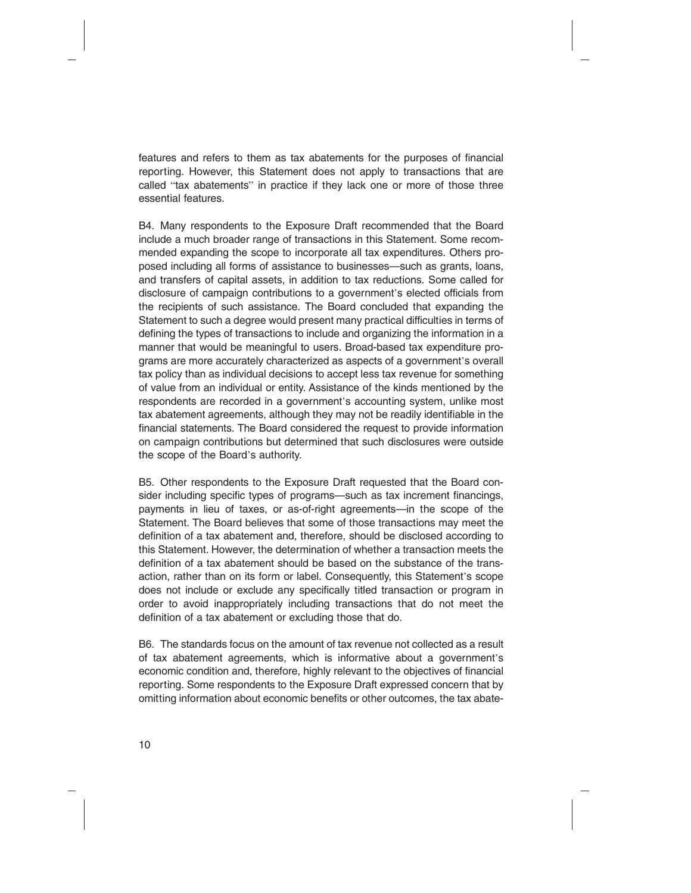features and refers to them as tax abatements for the purposes of financial reporting. However, this Statement does not apply to transactions that are called "tax abatements" in practice if they lack one or more of those three essential features.

B4. Many respondents to the Exposure Draft recommended that the Board include a much broader range of transactions in this Statement. Some recommended expanding the scope to incorporate all tax expenditures. Others proposed including all forms of assistance to businesses—such as grants, loans, and transfers of capital assets, in addition to tax reductions. Some called for disclosure of campaign contributions to a government's elected officials from the recipients of such assistance. The Board concluded that expanding the Statement to such a degree would present many practical difficulties in terms of defining the types of transactions to include and organizing the information in a manner that would be meaningful to users. Broad-based tax expenditure programs are more accurately characterized as aspects of a government's overall tax policy than as individual decisions to accept less tax revenue for something of value from an individual or entity. Assistance of the kinds mentioned by the respondents are recorded in a government's accounting system, unlike most tax abatement agreements, although they may not be readily identifiable in the financial statements. The Board considered the request to provide information on campaign contributions but determined that such disclosures were outside the scope of the Board's authority.

B5. Other respondents to the Exposure Draft requested that the Board consider including specific types of programs—such as tax increment financings, payments in lieu of taxes, or as-of-right agreements—in the scope of the Statement. The Board believes that some of those transactions may meet the definition of a tax abatement and, therefore, should be disclosed according to this Statement. However, the determination of whether a transaction meets the definition of a tax abatement should be based on the substance of the transaction, rather than on its form or label. Consequently, this Statement's scope does not include or exclude any specifically titled transaction or program in order to avoid inappropriately including transactions that do not meet the definition of a tax abatement or excluding those that do.

B6. The standards focus on the amount of tax revenue not collected as a result of tax abatement agreements, which is informative about a government's economic condition and, therefore, highly relevant to the objectives of financial reporting. Some respondents to the Exposure Draft expressed concern that by omitting information about economic benefits or other outcomes, the tax abate-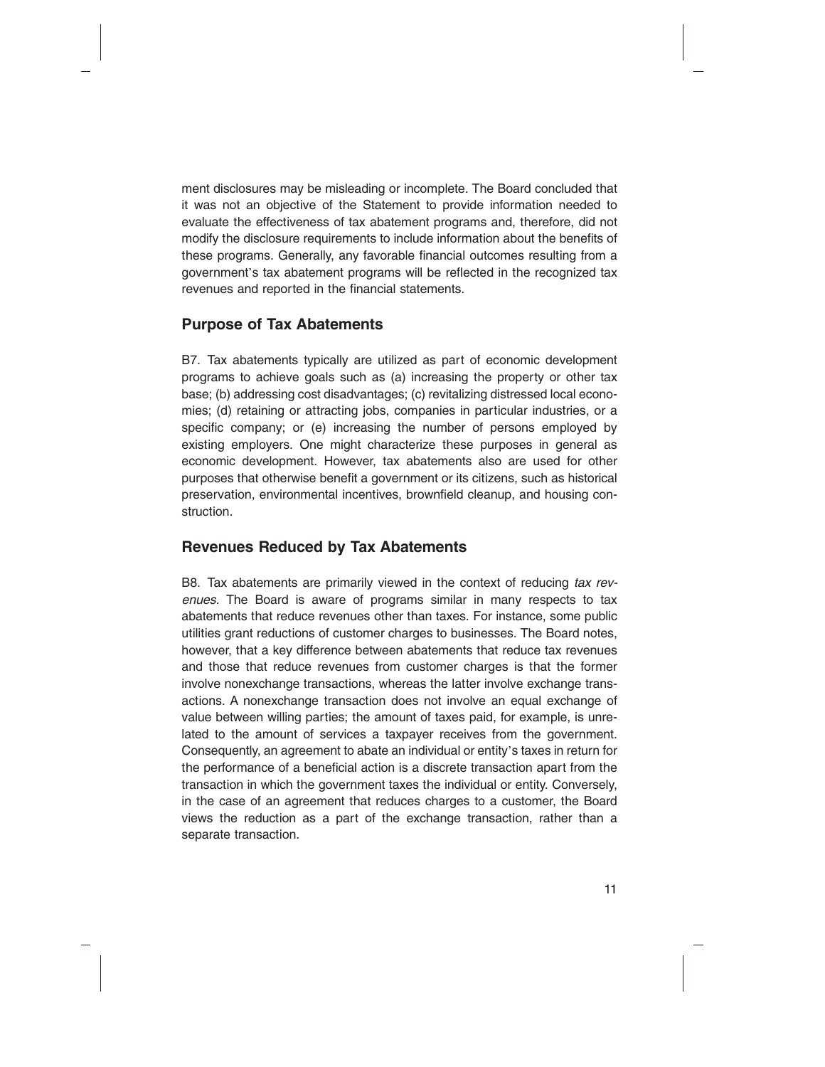ment disclosures may be misleading or incomplete. The Board concluded that it was not an objective of the Statement to provide information needed to evaluate the effectiveness of tax abatement programs and, therefore, did not modify the disclosure requirements to include information about the benefits of these programs. Generally, any favorable financial outcomes resulting from a government's tax abatement programs will be reflected in the recognized tax revenues and reported in the financial statements.

## Purpose of Tax Abatements

B7. Tax abatements typically are utilized as part of economic development programs to achieve goals such as (a) increasing the property or other tax base; (b) addressing cost disadvantages; (c) revitalizing distressed local economies; (d) retaining or attracting jobs, companies in particular industries, or a specific company; or (e) increasing the number of persons employed by existing employers. One might characterize these purposes in general as economic development. However, tax abatements also are used for other purposes that otherwise benefit a government or its citizens, such as historical preservation, environmental incentives, brownfield cleanup, and housing construction.

## Revenues Reduced by Tax Abatements

B8. Tax abatements are primarily viewed in the context of reducing *tax revenues.* The Board is aware of programs similar in many respects to tax abatements that reduce revenues other than taxes. For instance, some public utilities grant reductions of customer charges to businesses. The Board notes, however, that a key difference between abatements that reduce tax revenues and those that reduce revenues from customer charges is that the former involve nonexchange transactions, whereas the latter involve exchange transactions. A nonexchange transaction does not involve an equal exchange of value between willing parties; the amount of taxes paid, for example, is unrelated to the amount of services a taxpayer receives from the government. Consequently, an agreement to abate an individual or entity's taxes in return for the performance of a beneficial action is a discrete transaction apart from the transaction in which the government taxes the individual or entity. Conversely, in the case of an agreement that reduces charges to a customer, the Board views the reduction as a part of the exchange transaction, rather than a separate transaction.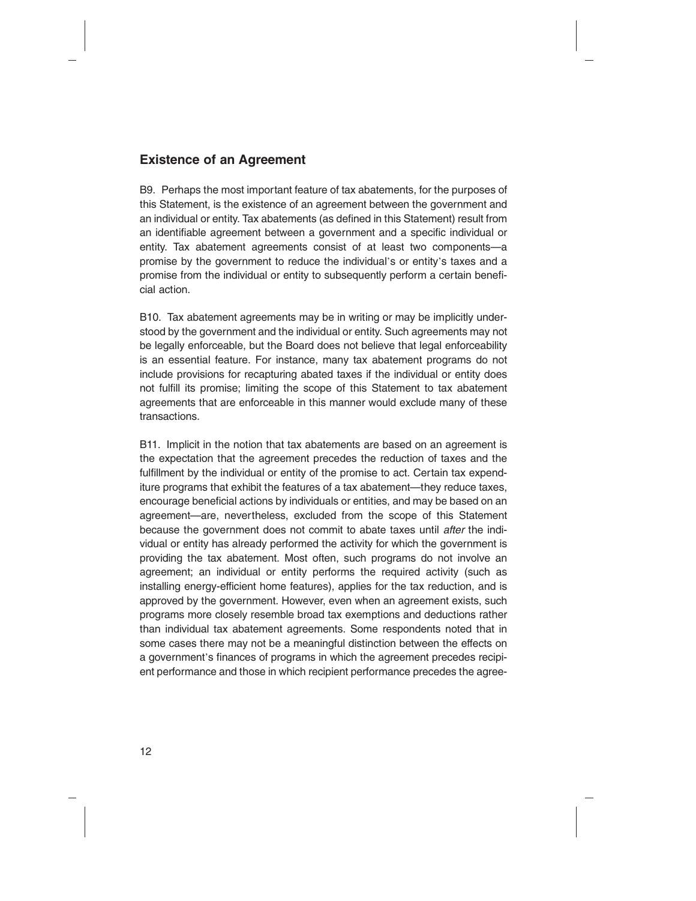## Existence of an Agreement

B9. Perhaps the most important feature of tax abatements, for the purposes of this Statement, is the existence of an agreement between the government and an individual or entity. Tax abatements (as defined in this Statement) result from an identifiable agreement between a government and a specific individual or entity. Tax abatement agreements consist of at least two components—a promise by the government to reduce the individual's or entity's taxes and a promise from the individual or entity to subsequently perform a certain beneficial action.

B10. Tax abatement agreements may be in writing or may be implicitly understood by the government and the individual or entity. Such agreements may not be legally enforceable, but the Board does not believe that legal enforceability is an essential feature. For instance, many tax abatement programs do not include provisions for recapturing abated taxes if the individual or entity does not fulfill its promise; limiting the scope of this Statement to tax abatement agreements that are enforceable in this manner would exclude many of these transactions.

B11. Implicit in the notion that tax abatements are based on an agreement is the expectation that the agreement precedes the reduction of taxes and the fulfillment by the individual or entity of the promise to act. Certain tax expenditure programs that exhibit the features of a tax abatement—they reduce taxes, encourage beneficial actions by individuals or entities, and may be based on an agreement—are, nevertheless, excluded from the scope of this Statement because the government does not commit to abate taxes until *after* the individual or entity has already performed the activity for which the government is providing the tax abatement. Most often, such programs do not involve an agreement; an individual or entity performs the required activity (such as installing energy-efficient home features), applies for the tax reduction, and is approved by the government. However, even when an agreement exists, such programs more closely resemble broad tax exemptions and deductions rather than individual tax abatement agreements. Some respondents noted that in some cases there may not be a meaningful distinction between the effects on a government's finances of programs in which the agreement precedes recipient performance and those in which recipient performance precedes the agree-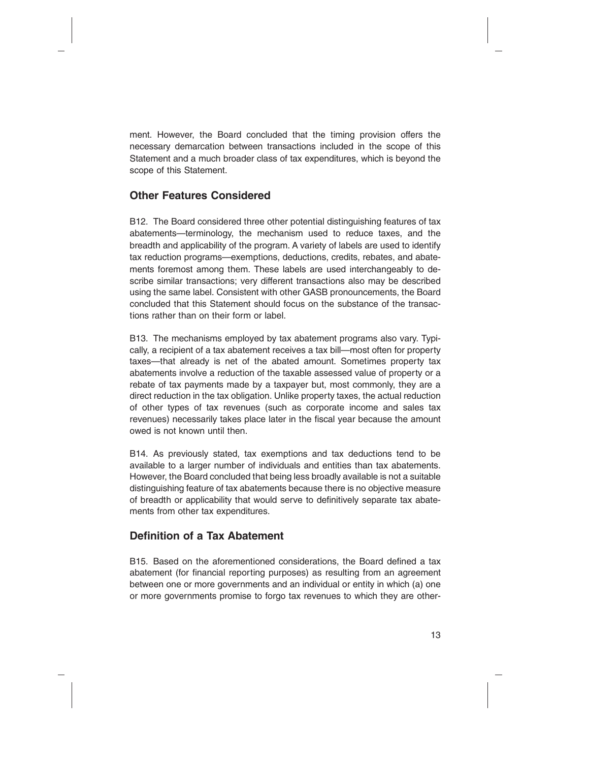ment. However, the Board concluded that the timing provision offers the necessary demarcation between transactions included in the scope of this Statement and a much broader class of tax expenditures, which is beyond the scope of this Statement.

## Other Features Considered

B12. The Board considered three other potential distinguishing features of tax abatements—terminology, the mechanism used to reduce taxes, and the breadth and applicability of the program. A variety of labels are used to identify tax reduction programs—exemptions, deductions, credits, rebates, and abatements foremost among them. These labels are used interchangeably to describe similar transactions; very different transactions also may be described using the same label. Consistent with other GASB pronouncements, the Board concluded that this Statement should focus on the substance of the transactions rather than on their form or label.

B13. The mechanisms employed by tax abatement programs also vary. Typically, a recipient of a tax abatement receives a tax bill—most often for property taxes—that already is net of the abated amount. Sometimes property tax abatements involve a reduction of the taxable assessed value of property or a rebate of tax payments made by a taxpayer but, most commonly, they are a direct reduction in the tax obligation. Unlike property taxes, the actual reduction of other types of tax revenues (such as corporate income and sales tax revenues) necessarily takes place later in the fiscal year because the amount owed is not known until then.

B14. As previously stated, tax exemptions and tax deductions tend to be available to a larger number of individuals and entities than tax abatements. However, the Board concluded that being less broadly available is not a suitable distinguishing feature of tax abatements because there is no objective measure of breadth or applicability that would serve to definitively separate tax abatements from other tax expenditures.

## Definition of a Tax Abatement

B15. Based on the aforementioned considerations, the Board defined a tax abatement (for financial reporting purposes) as resulting from an agreement between one or more governments and an individual or entity in which (a) one or more governments promise to forgo tax revenues to which they are other-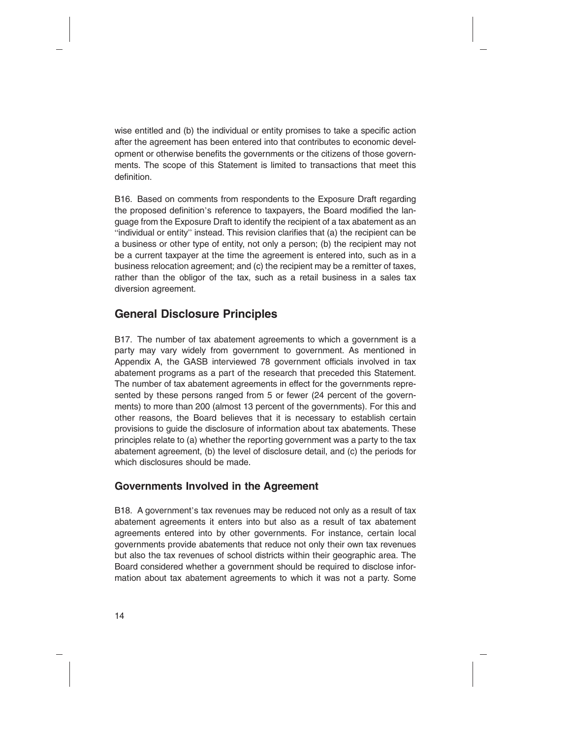wise entitled and (b) the individual or entity promises to take a specific action after the agreement has been entered into that contributes to economic development or otherwise benefits the governments or the citizens of those governments. The scope of this Statement is limited to transactions that meet this definition.

B16. Based on comments from respondents to the Exposure Draft regarding the proposed definition's reference to taxpayers, the Board modified the language from the Exposure Draft to identify the recipient of a tax abatement as an "individual or entity" instead. This revision clarifies that (a) the recipient can be a business or other type of entity, not only a person; (b) the recipient may not be a current taxpayer at the time the agreement is entered into, such as in a business relocation agreement; and (c) the recipient may be a remitter of taxes, rather than the obligor of the tax, such as a retail business in a sales tax diversion agreement.

## General Disclosure Principles

B17. The number of tax abatement agreements to which a government is a party may vary widely from government to government. As mentioned in Appendix A, the GASB interviewed 78 government officials involved in tax abatement programs as a part of the research that preceded this Statement. The number of tax abatement agreements in effect for the governments represented by these persons ranged from 5 or fewer (24 percent of the governments) to more than 200 (almost 13 percent of the governments). For this and other reasons, the Board believes that it is necessary to establish certain provisions to guide the disclosure of information about tax abatements. These principles relate to (a) whether the reporting government was a party to the tax abatement agreement, (b) the level of disclosure detail, and (c) the periods for which disclosures should be made.

### Governments Involved in the Agreement

B18. A government's tax revenues may be reduced not only as a result of tax abatement agreements it enters into but also as a result of tax abatement agreements entered into by other governments. For instance, certain local governments provide abatements that reduce not only their own tax revenues but also the tax revenues of school districts within their geographic area. The Board considered whether a government should be required to disclose information about tax abatement agreements to which it was not a party. Some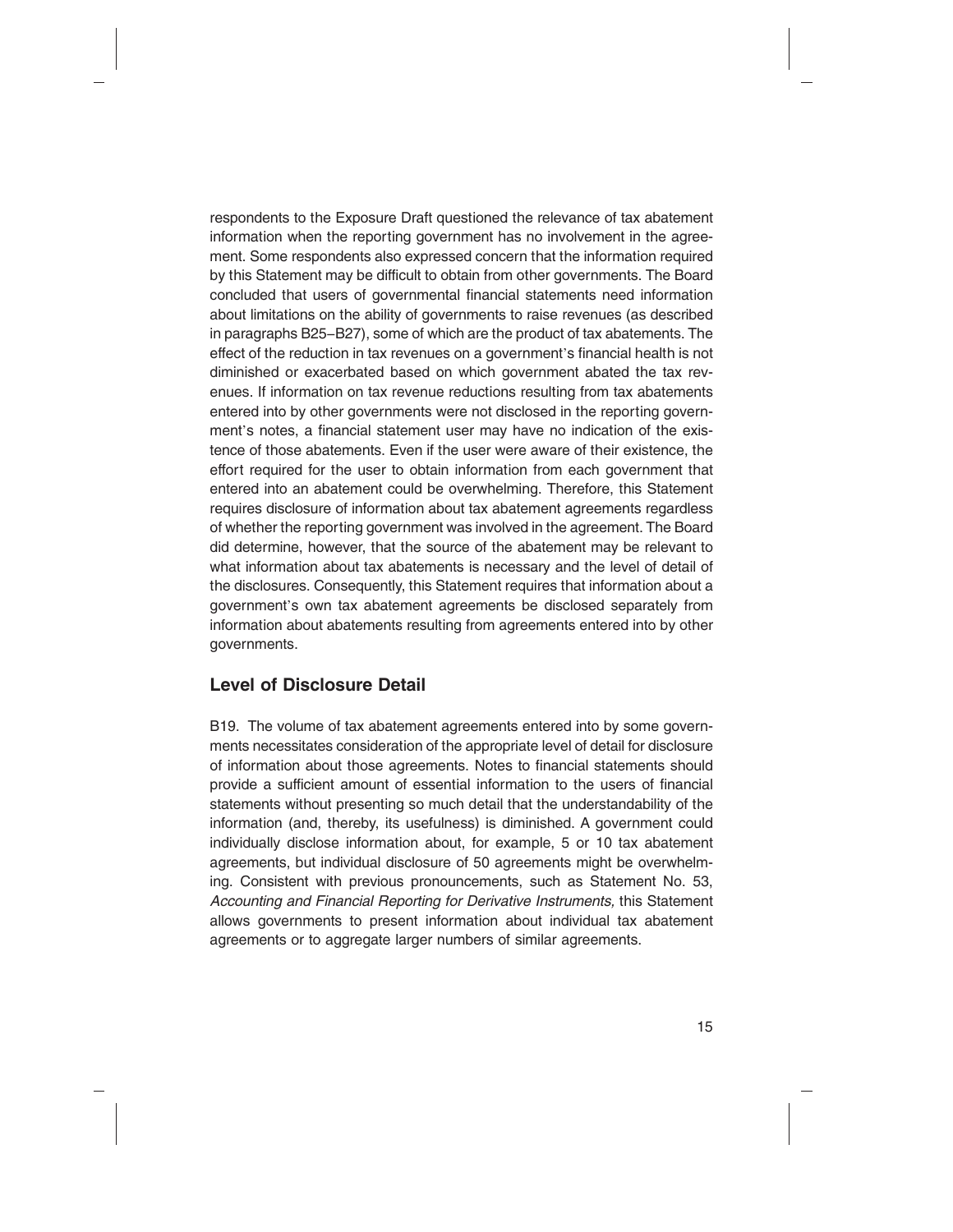respondents to the Exposure Draft questioned the relevance of tax abatement information when the reporting government has no involvement in the agreement. Some respondents also expressed concern that the information required by this Statement may be difficult to obtain from other governments. The Board concluded that users of governmental financial statements need information about limitations on the ability of governments to raise revenues (as described in paragraphs B25–B27), some of which are the product of tax abatements. The effect of the reduction in tax revenues on a government's financial health is not diminished or exacerbated based on which government abated the tax revenues. If information on tax revenue reductions resulting from tax abatements entered into by other governments were not disclosed in the reporting government's notes, a financial statement user may have no indication of the existence of those abatements. Even if the user were aware of their existence, the effort required for the user to obtain information from each government that entered into an abatement could be overwhelming. Therefore, this Statement requires disclosure of information about tax abatement agreements regardless of whether the reporting government was involved in the agreement. The Board did determine, however, that the source of the abatement may be relevant to what information about tax abatements is necessary and the level of detail of the disclosures. Consequently, this Statement requires that information about a government's own tax abatement agreements be disclosed separately from information about abatements resulting from agreements entered into by other governments.

## Level of Disclosure Detail

B19. The volume of tax abatement agreements entered into by some governments necessitates consideration of the appropriate level of detail for disclosure of information about those agreements. Notes to financial statements should provide a sufficient amount of essential information to the users of financial statements without presenting so much detail that the understandability of the information (and, thereby, its usefulness) is diminished. A government could individually disclose information about, for example, 5 or 10 tax abatement agreements, but individual disclosure of 50 agreements might be overwhelming. Consistent with previous pronouncements, such as Statement No. 53, *Accounting and Financial Reporting for Derivative Instruments,* this Statement allows governments to present information about individual tax abatement agreements or to aggregate larger numbers of similar agreements.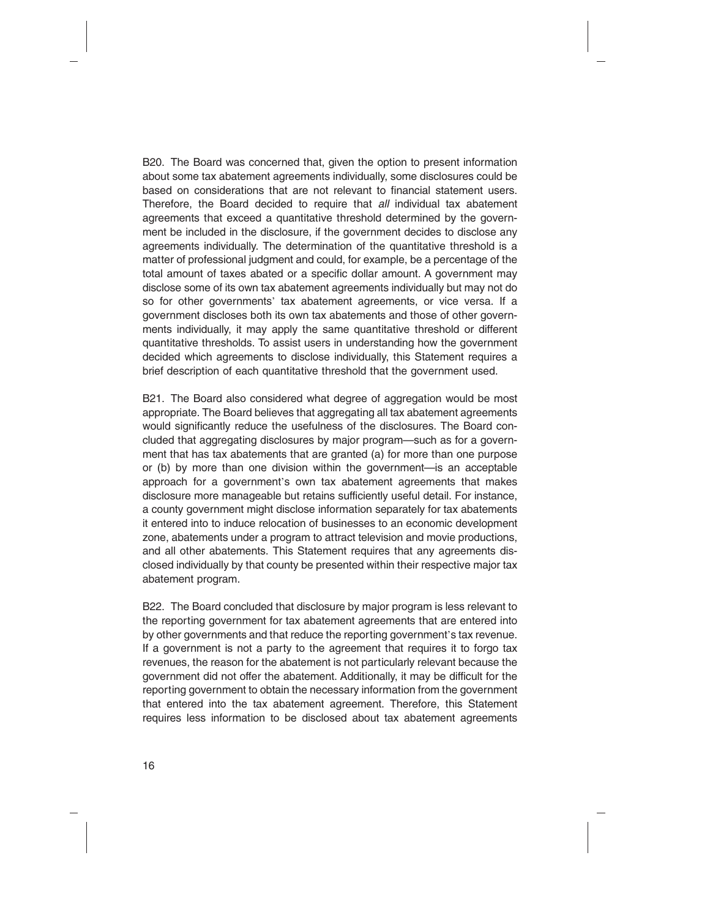B20. The Board was concerned that, given the option to present information about some tax abatement agreements individually, some disclosures could be based on considerations that are not relevant to financial statement users. Therefore, the Board decided to require that *all* individual tax abatement agreements that exceed a quantitative threshold determined by the government be included in the disclosure, if the government decides to disclose any agreements individually. The determination of the quantitative threshold is a matter of professional judgment and could, for example, be a percentage of the total amount of taxes abated or a specific dollar amount. A government may disclose some of its own tax abatement agreements individually but may not do so for other governments' tax abatement agreements, or vice versa. If a government discloses both its own tax abatements and those of other governments individually, it may apply the same quantitative threshold or different quantitative thresholds. To assist users in understanding how the government decided which agreements to disclose individually, this Statement requires a brief description of each quantitative threshold that the government used.

B21. The Board also considered what degree of aggregation would be most appropriate. The Board believes that aggregating all tax abatement agreements would significantly reduce the usefulness of the disclosures. The Board concluded that aggregating disclosures by major program—such as for a government that has tax abatements that are granted (a) for more than one purpose or (b) by more than one division within the government—is an acceptable approach for a government's own tax abatement agreements that makes disclosure more manageable but retains sufficiently useful detail. For instance, a county government might disclose information separately for tax abatements it entered into to induce relocation of businesses to an economic development zone, abatements under a program to attract television and movie productions, and all other abatements. This Statement requires that any agreements disclosed individually by that county be presented within their respective major tax abatement program.

B22. The Board concluded that disclosure by major program is less relevant to the reporting government for tax abatement agreements that are entered into by other governments and that reduce the reporting government's tax revenue. If a government is not a party to the agreement that requires it to forgo tax revenues, the reason for the abatement is not particularly relevant because the government did not offer the abatement. Additionally, it may be difficult for the reporting government to obtain the necessary information from the government that entered into the tax abatement agreement. Therefore, this Statement requires less information to be disclosed about tax abatement agreements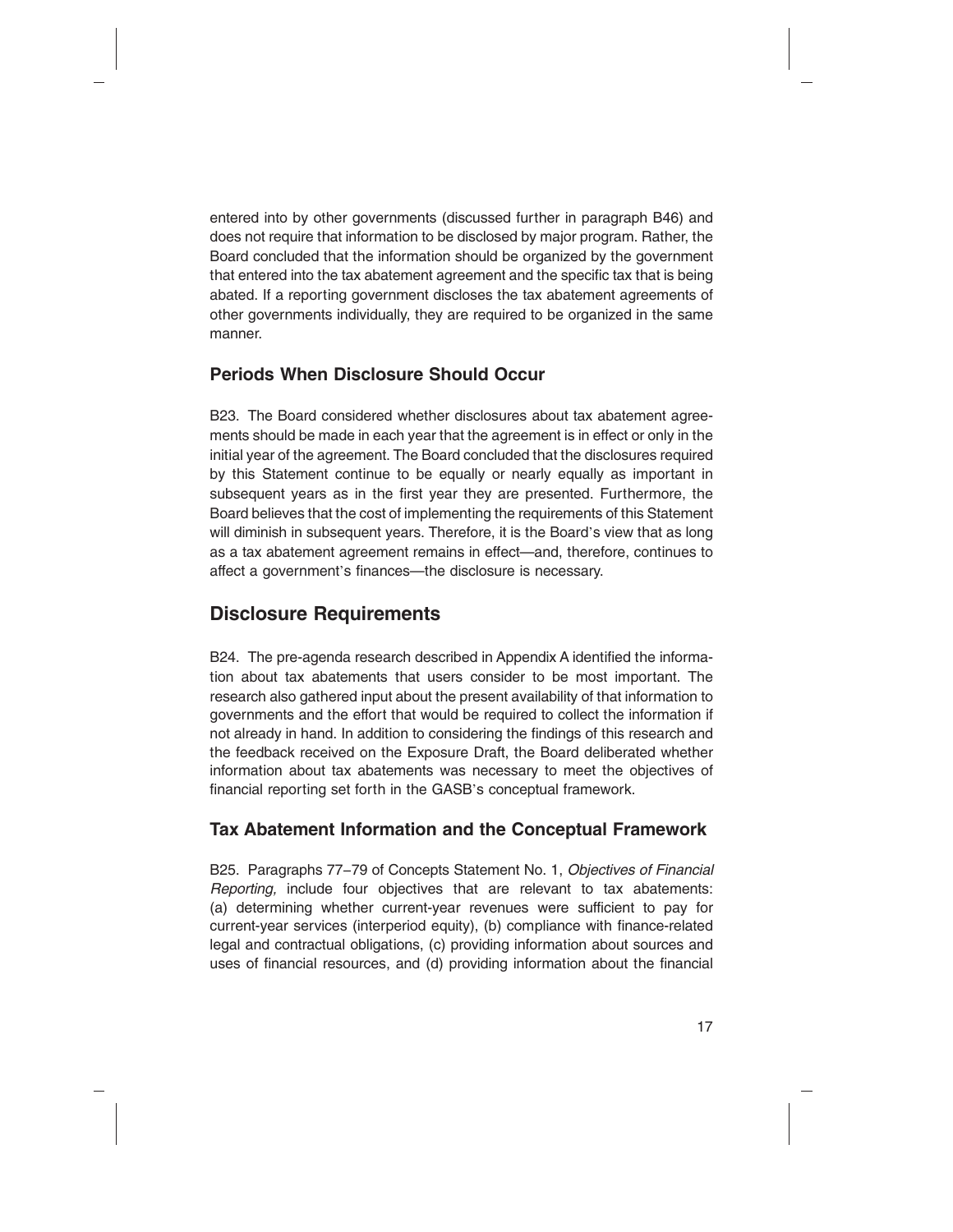entered into by other governments (discussed further in paragraph B46) and does not require that information to be disclosed by major program. Rather, the Board concluded that the information should be organized by the government that entered into the tax abatement agreement and the specific tax that is being abated. If a reporting government discloses the tax abatement agreements of other governments individually, they are required to be organized in the same manner.

### Periods When Disclosure Should Occur

B23. The Board considered whether disclosures about tax abatement agreements should be made in each year that the agreement is in effect or only in the initial year of the agreement. The Board concluded that the disclosures required by this Statement continue to be equally or nearly equally as important in subsequent years as in the first year they are presented. Furthermore, the Board believes that the cost of implementing the requirements of this Statement will diminish in subsequent years. Therefore, it is the Board's view that as long as a tax abatement agreement remains in effect—and, therefore, continues to affect a government's finances—the disclosure is necessary.

## Disclosure Requirements

B24. The pre-agenda research described in Appendix A identified the information about tax abatements that users consider to be most important. The research also gathered input about the present availability of that information to governments and the effort that would be required to collect the information if not already in hand. In addition to considering the findings of this research and the feedback received on the Exposure Draft, the Board deliberated whether information about tax abatements was necessary to meet the objectives of financial reporting set forth in the GASB's conceptual framework.

### Tax Abatement Information and the Conceptual Framework

B25. Paragraphs 77–79 of Concepts Statement No. 1, *Objectives of Financial Reporting,* include four objectives that are relevant to tax abatements: (a) determining whether current-year revenues were sufficient to pay for current-year services (interperiod equity), (b) compliance with finance-related legal and contractual obligations, (c) providing information about sources and uses of financial resources, and (d) providing information about the financial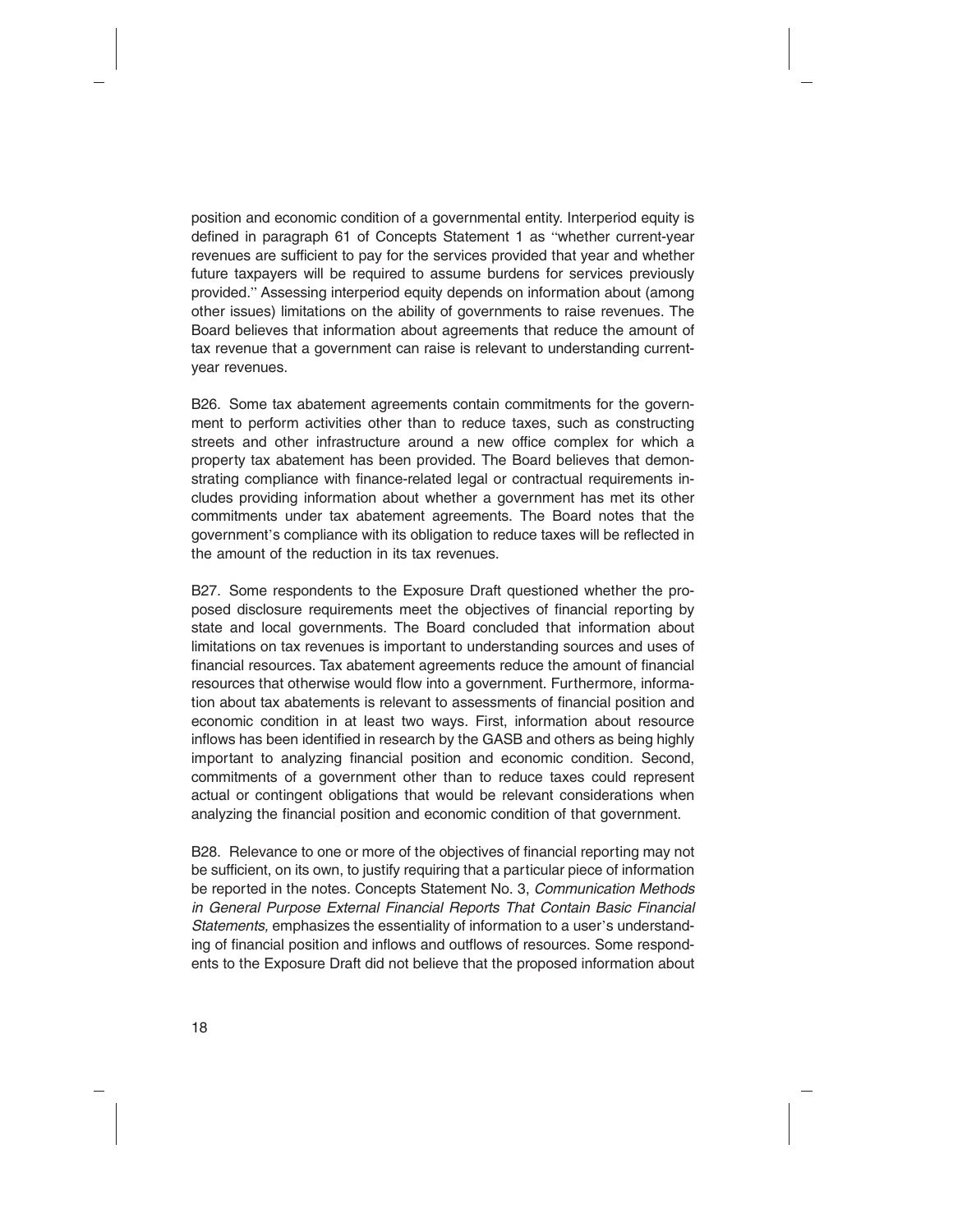position and economic condition of a governmental entity. Interperiod equity is defined in paragraph 61 of Concepts Statement 1 as "whether current-year revenues are sufficient to pay for the services provided that year and whether future taxpayers will be required to assume burdens for services previously provided." Assessing interperiod equity depends on information about (among other issues) limitations on the ability of governments to raise revenues. The Board believes that information about agreements that reduce the amount of tax revenue that a government can raise is relevant to understanding current-year revenues.

B26. Some tax abatement agreements contain commitments for the government to perform activities other than to reduce taxes, such as constructing streets and other infrastructure around a new office complex for which a property tax abatement has been provided. The Board believes that demonstrating compliance with finance-related legal or contractual requirements includes providing information about whether a government has met its other commitments under tax abatement agreements. The Board notes that the government's compliance with its obligation to reduce taxes will be reflected in the amount of the reduction in its tax revenues.

B27. Some respondents to the Exposure Draft questioned whether the proposed disclosure requirements meet the objectives of financial reporting by state and local governments. The Board concluded that information about limitations on tax revenues is important to understanding sources and uses of financial resources. Tax abatement agreements reduce the amount of financial resources that otherwise would flow into a government. Furthermore, information about tax abatements is relevant to assessments of financial position and economic condition in at least two ways. First, information about resource inflows has been identified in research by the GASB and others as being highly important to analyzing financial position and economic condition. Second, commitments of a government other than to reduce taxes could represent actual or contingent obligations that would be relevant considerations when analyzing the financial position and economic condition of that government.

B28. Relevance to one or more of the objectives of financial reporting may not be sufficient, on its own, to justify requiring that a particular piece of information be reported in the notes. Concepts Statement No. 3, *Communication Methods in General Purpose External Financial Reports That Contain Basic Financial Statements,* emphasizes the essentiality of information to a user's understanding of financial position and inflows and outflows of resources. Some respondents to the Exposure Draft did not believe that the proposed information about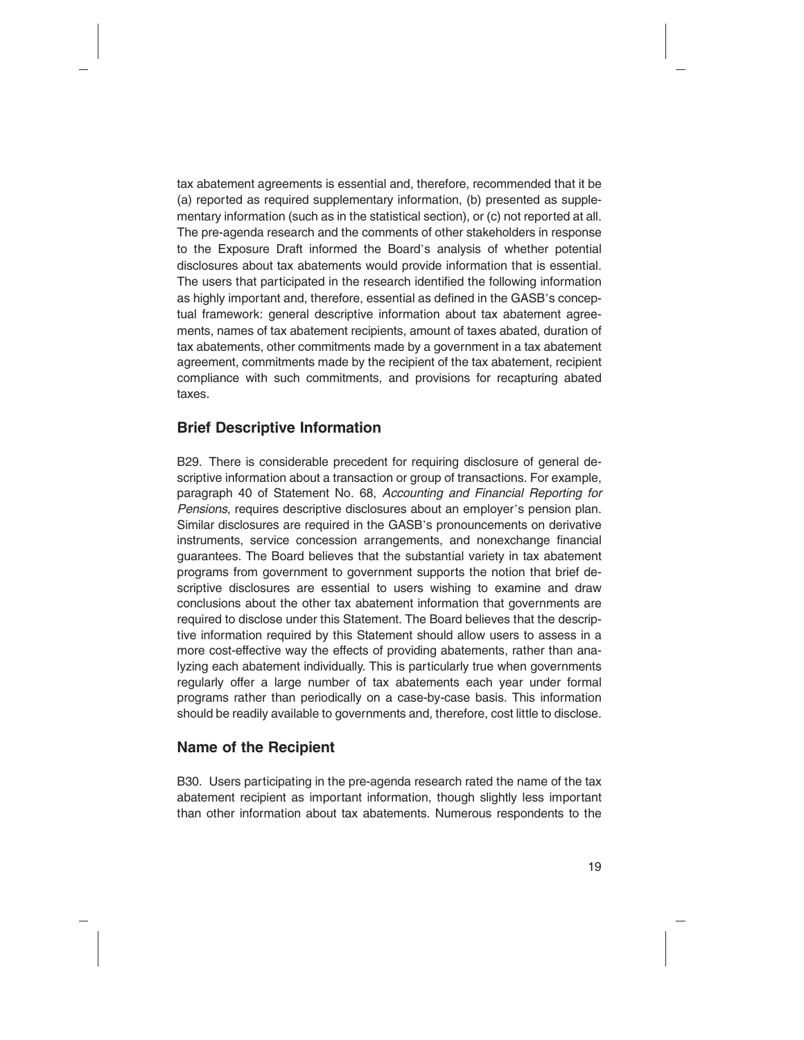tax abatement agreements is essential and, therefore, recommended that it be (a) reported as required supplementary information, (b) presented as supplementary information (such as in the statistical section), or (c) not reported at all. The pre-agenda research and the comments of other stakeholders in response to the Exposure Draft informed the Board's analysis of whether potential disclosures about tax abatements would provide information that is essential. The users that participated in the research identified the following information as highly important and, therefore, essential as defined in the GASB's conceptual framework: general descriptive information about tax abatement agreements, names of tax abatement recipients, amount of taxes abated, duration of tax abatements, other commitments made by a government in a tax abatement agreement, commitments made by the recipient of the tax abatement, recipient compliance with such commitments, and provisions for recapturing abated taxes.

## Brief Descriptive Information

B29. There is considerable precedent for requiring disclosure of general descriptive information about a transaction or group of transactions. For example, paragraph 40 of Statement No. 68, *Accounting and Financial Reporting for Pensions,* requires descriptive disclosures about an employer's pension plan. Similar disclosures are required in the GASB's pronouncements on derivative instruments, service concession arrangements, and nonexchange financial guarantees. The Board believes that the substantial variety in tax abatement programs from government to government supports the notion that brief descriptive disclosures are essential to users wishing to examine and draw conclusions about the other tax abatement information that governments are required to disclose under this Statement. The Board believes that the descriptive information required by this Statement should allow users to assess in a more cost-effective way the effects of providing abatements, rather than analyzing each abatement individually. This is particularly true when governments regularly offer a large number of tax abatements each year under formal programs rather than periodically on a case-by-case basis. This information should be readily available to governments and, therefore, cost little to disclose.

## Name of the Recipient

B30. Users participating in the pre-agenda research rated the name of the tax abatement recipient as important information, though slightly less important than other information about tax abatements. Numerous respondents to the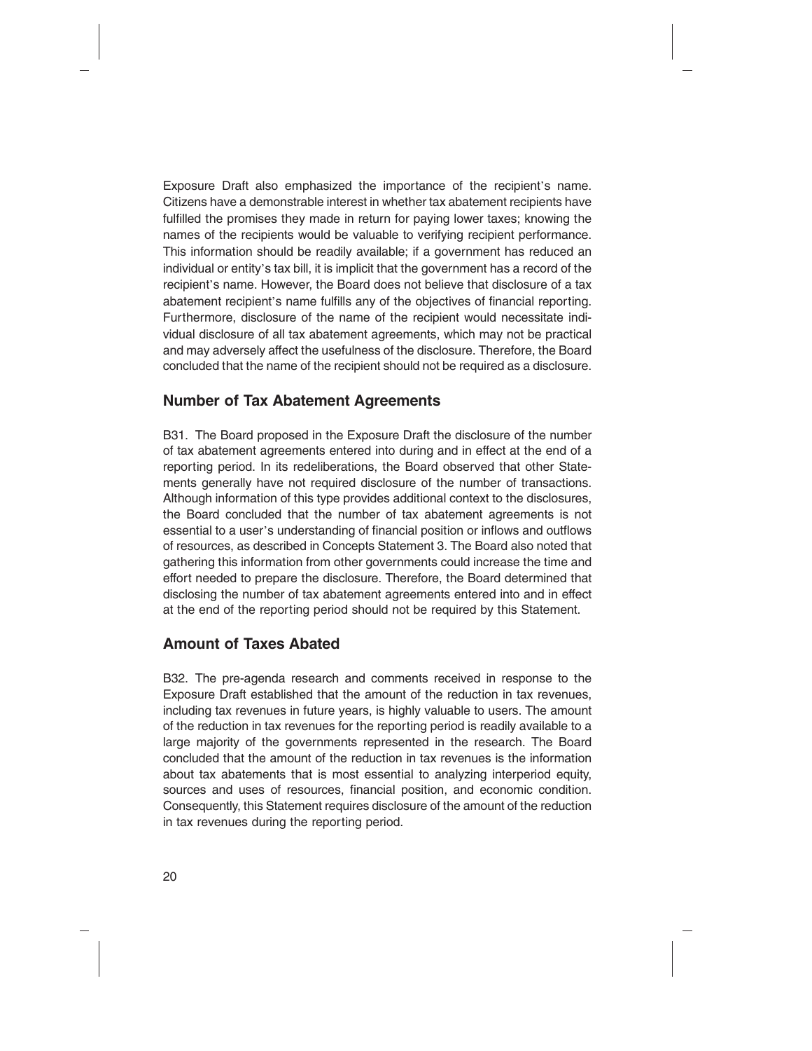Exposure Draft also emphasized the importance of the recipient's name. Citizens have a demonstrable interest in whether tax abatement recipients have fulfilled the promises they made in return for paying lower taxes; knowing the names of the recipients would be valuable to verifying recipient performance. This information should be readily available; if a government has reduced an individual or entity's tax bill, it is implicit that the government has a record of the recipient's name. However, the Board does not believe that disclosure of a tax abatement recipient's name fulfills any of the objectives of financial reporting. Furthermore, disclosure of the name of the recipient would necessitate individual disclosure of all tax abatement agreements, which may not be practical and may adversely affect the usefulness of the disclosure. Therefore, the Board concluded that the name of the recipient should not be required as a disclosure.

## Number of Tax Abatement Agreements

B31. The Board proposed in the Exposure Draft the disclosure of the number of tax abatement agreements entered into during and in effect at the end of a reporting period. In its redeliberations, the Board observed that other Statements generally have not required disclosure of the number of transactions. Although information of this type provides additional context to the disclosures, the Board concluded that the number of tax abatement agreements is not essential to a user's understanding of financial position or inflows and outflows of resources, as described in Concepts Statement 3. The Board also noted that gathering this information from other governments could increase the time and effort needed to prepare the disclosure. Therefore, the Board determined that disclosing the number of tax abatement agreements entered into and in effect at the end of the reporting period should not be required by this Statement.

## Amount of Taxes Abated

B32. The pre-agenda research and comments received in response to the Exposure Draft established that the amount of the reduction in tax revenues, including tax revenues in future years, is highly valuable to users. The amount of the reduction in tax revenues for the reporting period is readily available to a large majority of the governments represented in the research. The Board concluded that the amount of the reduction in tax revenues is the information about tax abatements that is most essential to analyzing interperiod equity, sources and uses of resources, financial position, and economic condition. Consequently, this Statement requires disclosure of the amount of the reduction in tax revenues during the reporting period.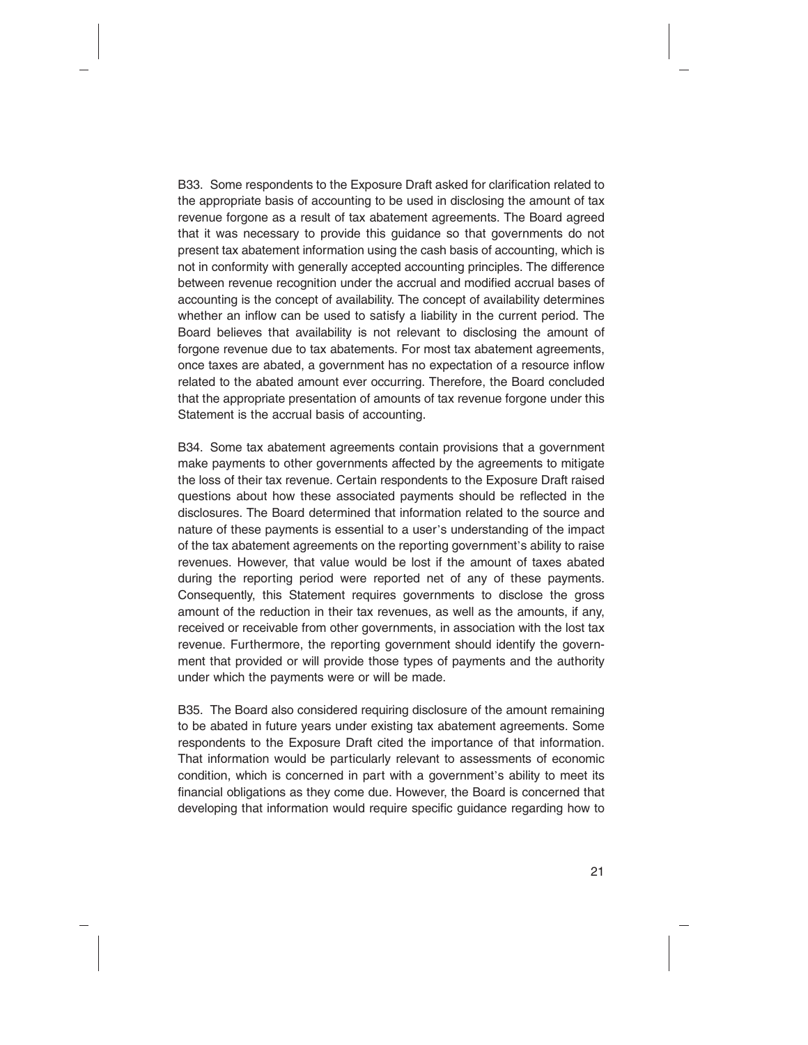B33. Some respondents to the Exposure Draft asked for clarification related to the appropriate basis of accounting to be used in disclosing the amount of tax revenue forgone as a result of tax abatement agreements. The Board agreed that it was necessary to provide this guidance so that governments do not present tax abatement information using the cash basis of accounting, which is not in conformity with generally accepted accounting principles. The difference between revenue recognition under the accrual and modified accrual bases of accounting is the concept of availability. The concept of availability determines whether an inflow can be used to satisfy a liability in the current period. The Board believes that availability is not relevant to disclosing the amount of forgone revenue due to tax abatements. For most tax abatement agreements, once taxes are abated, a government has no expectation of a resource inflow related to the abated amount ever occurring. Therefore, the Board concluded that the appropriate presentation of amounts of tax revenue forgone under this Statement is the accrual basis of accounting.

B34. Some tax abatement agreements contain provisions that a government make payments to other governments affected by the agreements to mitigate the loss of their tax revenue. Certain respondents to the Exposure Draft raised questions about how these associated payments should be reflected in the disclosures. The Board determined that information related to the source and nature of these payments is essential to a user's understanding of the impact of the tax abatement agreements on the reporting government's ability to raise revenues. However, that value would be lost if the amount of taxes abated during the reporting period were reported net of any of these payments. Consequently, this Statement requires governments to disclose the gross amount of the reduction in their tax revenues, as well as the amounts, if any, received or receivable from other governments, in association with the lost tax revenue. Furthermore, the reporting government should identify the government that provided or will provide those types of payments and the authority under which the payments were or will be made.

B35. The Board also considered requiring disclosure of the amount remaining to be abated in future years under existing tax abatement agreements. Some respondents to the Exposure Draft cited the importance of that information. That information would be particularly relevant to assessments of economic condition, which is concerned in part with a government's ability to meet its financial obligations as they come due. However, the Board is concerned that developing that information would require specific guidance regarding how to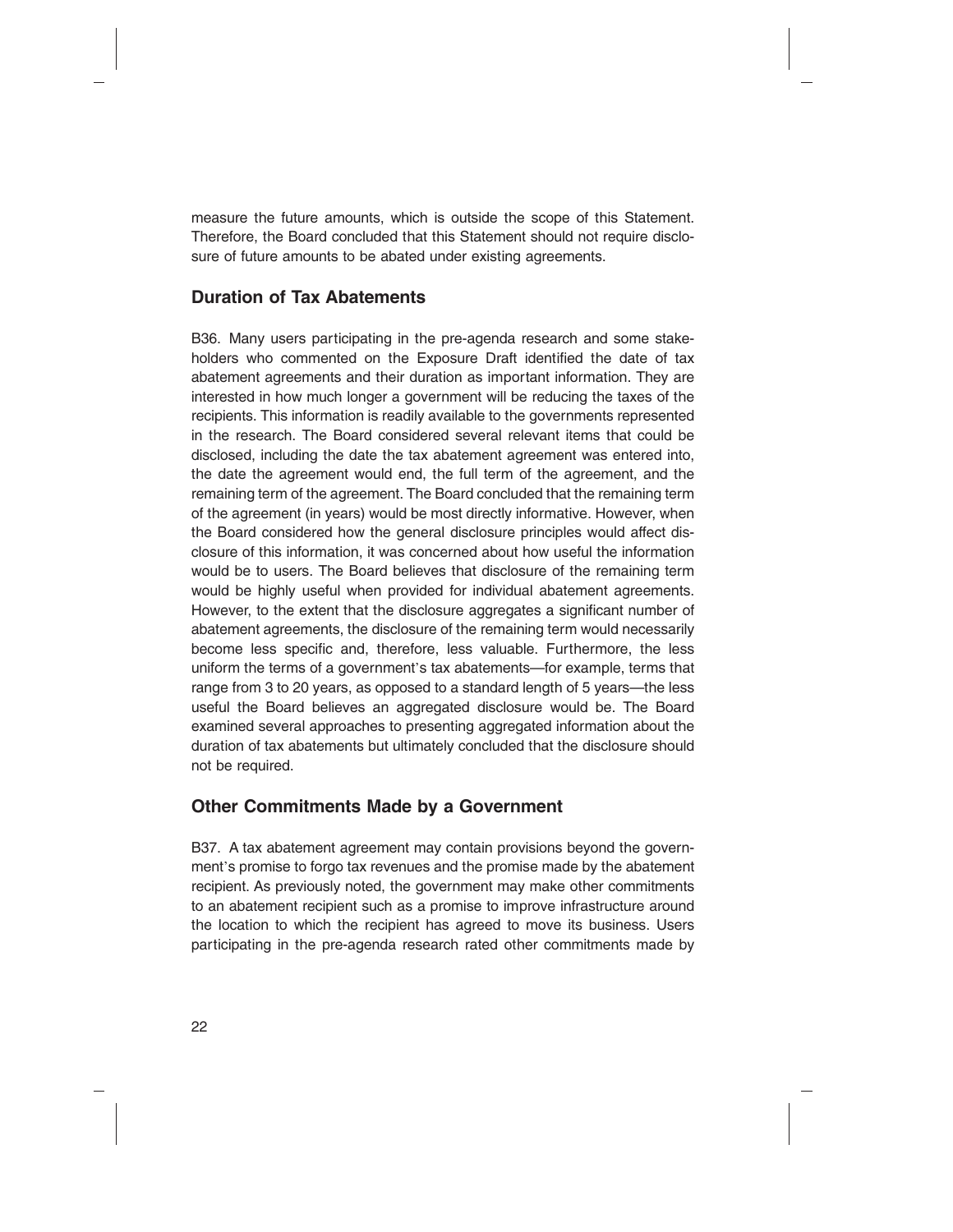measure the future amounts, which is outside the scope of this Statement. Therefore, the Board concluded that this Statement should not require disclosure of future amounts to be abated under existing agreements.

## Duration of Tax Abatements

B36. Many users participating in the pre-agenda research and some stakeholders who commented on the Exposure Draft identified the date of tax abatement agreements and their duration as important information. They are interested in how much longer a government will be reducing the taxes of the recipients. This information is readily available to the governments represented in the research. The Board considered several relevant items that could be disclosed, including the date the tax abatement agreement was entered into, the date the agreement would end, the full term of the agreement, and the remaining term of the agreement. The Board concluded that the remaining term of the agreement (in years) would be most directly informative. However, when the Board considered how the general disclosure principles would affect disclosure of this information, it was concerned about how useful the information would be to users. The Board believes that disclosure of the remaining term would be highly useful when provided for individual abatement agreements. However, to the extent that the disclosure aggregates a significant number of abatement agreements, the disclosure of the remaining term would necessarily become less specific and, therefore, less valuable. Furthermore, the less uniform the terms of a government's tax abatements—for example, terms that range from 3 to 20 years, as opposed to a standard length of 5 years—the less useful the Board believes an aggregated disclosure would be. The Board examined several approaches to presenting aggregated information about the duration of tax abatements but ultimately concluded that the disclosure should not be required.

## Other Commitments Made by a Government

B37. A tax abatement agreement may contain provisions beyond the government's promise to forgo tax revenues and the promise made by the abatement recipient. As previously noted, the government may make other commitments to an abatement recipient such as a promise to improve infrastructure around the location to which the recipient has agreed to move its business. Users participating in the pre-agenda research rated other commitments made by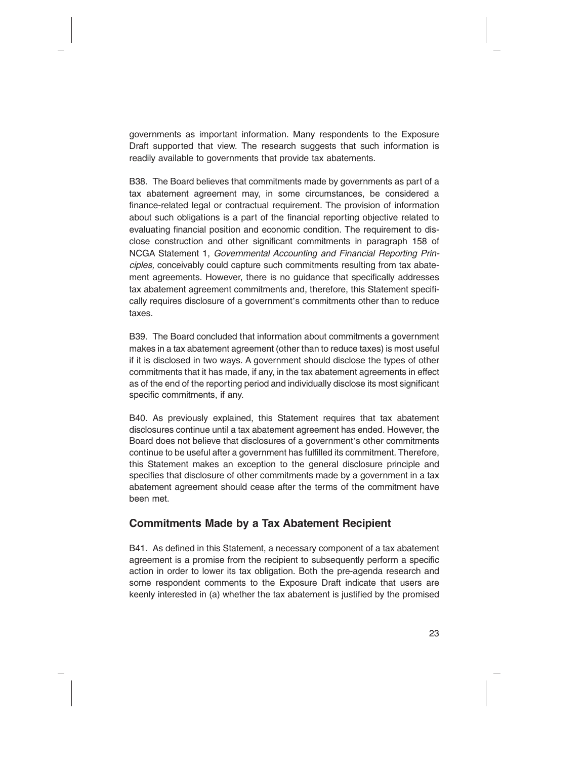governments as important information. Many respondents to the Exposure Draft supported that view. The research suggests that such information is readily available to governments that provide tax abatements.

B38. The Board believes that commitments made by governments as part of a tax abatement agreement may, in some circumstances, be considered a finance-related legal or contractual requirement. The provision of information about such obligations is a part of the financial reporting objective related to evaluating financial position and economic condition. The requirement to disclose construction and other significant commitments in paragraph 158 of NCGA Statement 1, *Governmental Accounting and Financial Reporting Principles,* conceivably could capture such commitments resulting from tax abatement agreements. However, there is no guidance that specifically addresses tax abatement agreement commitments and, therefore, this Statement specifically requires disclosure of a government's commitments other than to reduce taxes.

B39. The Board concluded that information about commitments a government makes in a tax abatement agreement (other than to reduce taxes) is most useful if it is disclosed in two ways. A government should disclose the types of other commitments that it has made, if any, in the tax abatement agreements in effect as of the end of the reporting period and individually disclose its most significant specific commitments, if any.

B40. As previously explained, this Statement requires that tax abatement disclosures continue until a tax abatement agreement has ended. However, the Board does not believe that disclosures of a government's other commitments continue to be useful after a government has fulfilled its commitment. Therefore, this Statement makes an exception to the general disclosure principle and specifies that disclosure of other commitments made by a government in a tax abatement agreement should cease after the terms of the commitment have been met.

## Commitments Made by a Tax Abatement Recipient

B41. As defined in this Statement, a necessary component of a tax abatement agreement is a promise from the recipient to subsequently perform a specific action in order to lower its tax obligation. Both the pre-agenda research and some respondent comments to the Exposure Draft indicate that users are keenly interested in (a) whether the tax abatement is justified by the promised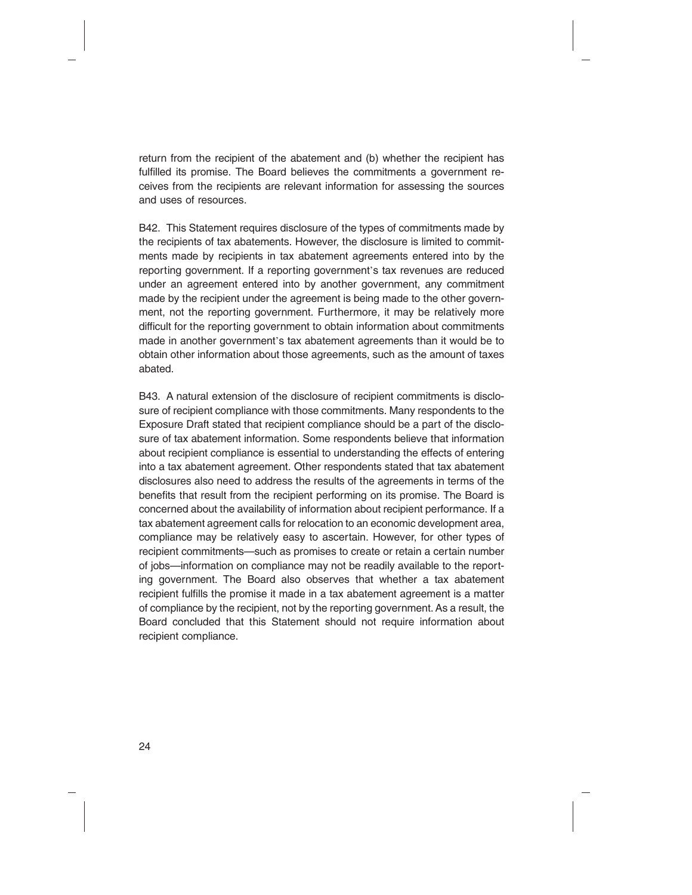return from the recipient of the abatement and (b) whether the recipient has fulfilled its promise. The Board believes the commitments a government receives from the recipients are relevant information for assessing the sources and uses of resources.

B42. This Statement requires disclosure of the types of commitments made by the recipients of tax abatements. However, the disclosure is limited to commitments made by recipients in tax abatement agreements entered into by the reporting government. If a reporting government's tax revenues are reduced under an agreement entered into by another government, any commitment made by the recipient under the agreement is being made to the other government, not the reporting government. Furthermore, it may be relatively more difficult for the reporting government to obtain information about commitments made in another government's tax abatement agreements than it would be to obtain other information about those agreements, such as the amount of taxes abated.

B43. A natural extension of the disclosure of recipient commitments is disclosure of recipient compliance with those commitments. Many respondents to the Exposure Draft stated that recipient compliance should be a part of the disclosure of tax abatement information. Some respondents believe that information about recipient compliance is essential to understanding the effects of entering into a tax abatement agreement. Other respondents stated that tax abatement disclosures also need to address the results of the agreements in terms of the benefits that result from the recipient performing on its promise. The Board is concerned about the availability of information about recipient performance. If a tax abatement agreement calls for relocation to an economic development area, compliance may be relatively easy to ascertain. However, for other types of recipient commitments—such as promises to create or retain a certain number of jobs—information on compliance may not be readily available to the reporting government. The Board also observes that whether a tax abatement recipient fulfills the promise it made in a tax abatement agreement is a matter of compliance by the recipient, not by the reporting government. As a result, the Board concluded that this Statement should not require information about recipient compliance.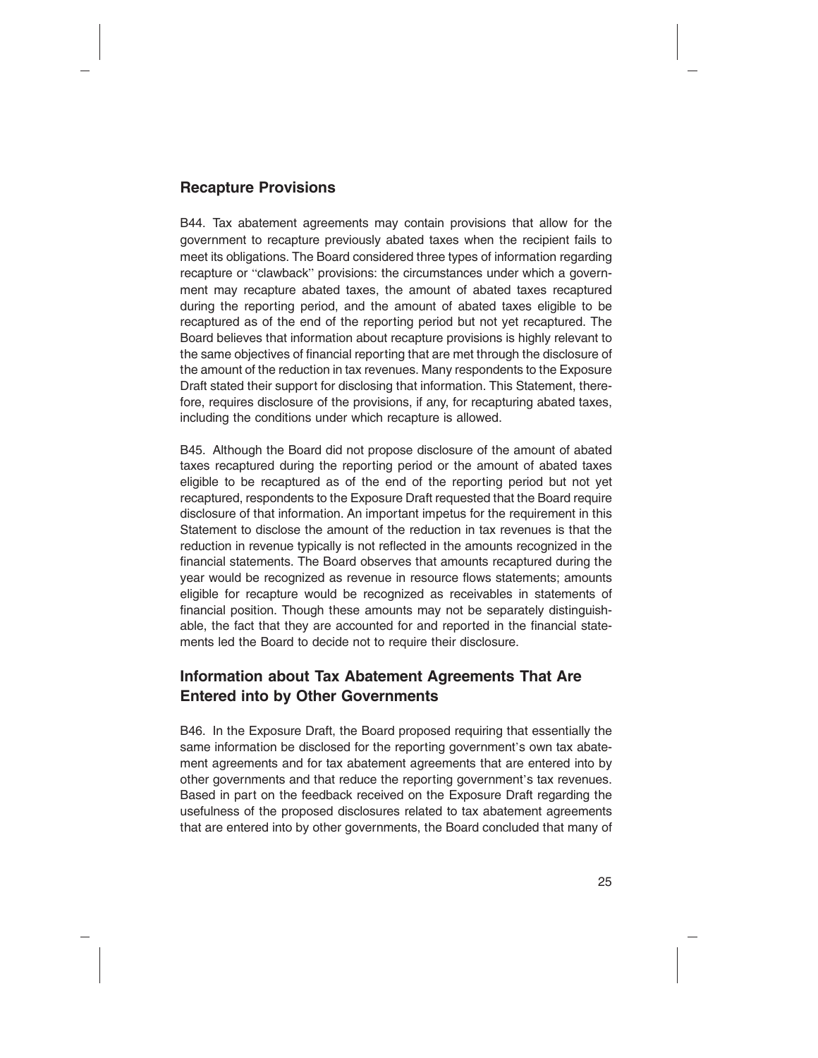## Recapture Provisions

B44. Tax abatement agreements may contain provisions that allow for the government to recapture previously abated taxes when the recipient fails to meet its obligations. The Board considered three types of information regarding recapture or "clawback" provisions: the circumstances under which a government may recapture abated taxes, the amount of abated taxes recaptured during the reporting period, and the amount of abated taxes eligible to be recaptured as of the end of the reporting period but not yet recaptured. The Board believes that information about recapture provisions is highly relevant to the same objectives of financial reporting that are met through the disclosure of the amount of the reduction in tax revenues. Many respondents to the Exposure Draft stated their support for disclosing that information. This Statement, therefore, requires disclosure of the provisions, if any, for recapturing abated taxes, including the conditions under which recapture is allowed.

B45. Although the Board did not propose disclosure of the amount of abated taxes recaptured during the reporting period or the amount of abated taxes eligible to be recaptured as of the end of the reporting period but not yet recaptured, respondents to the Exposure Draft requested that the Board require disclosure of that information. An important impetus for the requirement in this Statement to disclose the amount of the reduction in tax revenues is that the reduction in revenue typically is not reflected in the amounts recognized in the financial statements. The Board observes that amounts recaptured during the year would be recognized as revenue in resource flows statements; amounts eligible for recapture would be recognized as receivables in statements of financial position. Though these amounts may not be separately distinguishable, the fact that they are accounted for and reported in the financial statements led the Board to decide not to require their disclosure.

## Information about Tax Abatement Agreements That Are Entered into by Other Governments

B46. In the Exposure Draft, the Board proposed requiring that essentially the same information be disclosed for the reporting government's own tax abatement agreements and for tax abatement agreements that are entered into by other governments and that reduce the reporting government's tax revenues. Based in part on the feedback received on the Exposure Draft regarding the usefulness of the proposed disclosures related to tax abatement agreements that are entered into by other governments, the Board concluded that many of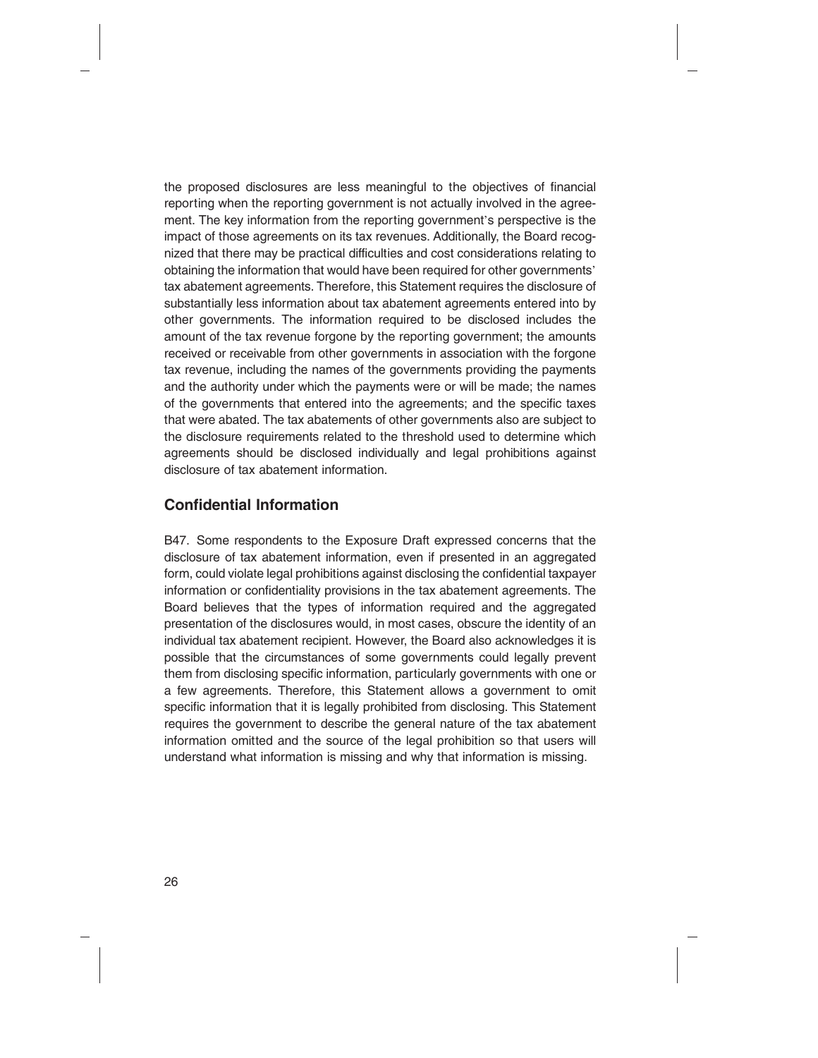the proposed disclosures are less meaningful to the objectives of financial reporting when the reporting government is not actually involved in the agreement. The key information from the reporting government's perspective is the impact of those agreements on its tax revenues. Additionally, the Board recognized that there may be practical difficulties and cost considerations relating to obtaining the information that would have been required for other governments' tax abatement agreements. Therefore, this Statement requires the disclosure of substantially less information about tax abatement agreements entered into by other governments. The information required to be disclosed includes the amount of the tax revenue forgone by the reporting government; the amounts received or receivable from other governments in association with the forgone tax revenue, including the names of the governments providing the payments and the authority under which the payments were or will be made; the names of the governments that entered into the agreements; and the specific taxes that were abated. The tax abatements of other governments also are subject to the disclosure requirements related to the threshold used to determine which agreements should be disclosed individually and legal prohibitions against disclosure of tax abatement information.

## Confidential Information

B47. Some respondents to the Exposure Draft expressed concerns that the disclosure of tax abatement information, even if presented in an aggregated form, could violate legal prohibitions against disclosing the confidential taxpayer information or confidentiality provisions in the tax abatement agreements. The Board believes that the types of information required and the aggregated presentation of the disclosures would, in most cases, obscure the identity of an individual tax abatement recipient. However, the Board also acknowledges it is possible that the circumstances of some governments could legally prevent them from disclosing specific information, particularly governments with one or a few agreements. Therefore, this Statement allows a government to omit specific information that it is legally prohibited from disclosing. This Statement requires the government to describe the general nature of the tax abatement information omitted and the source of the legal prohibition so that users will understand what information is missing and why that information is missing.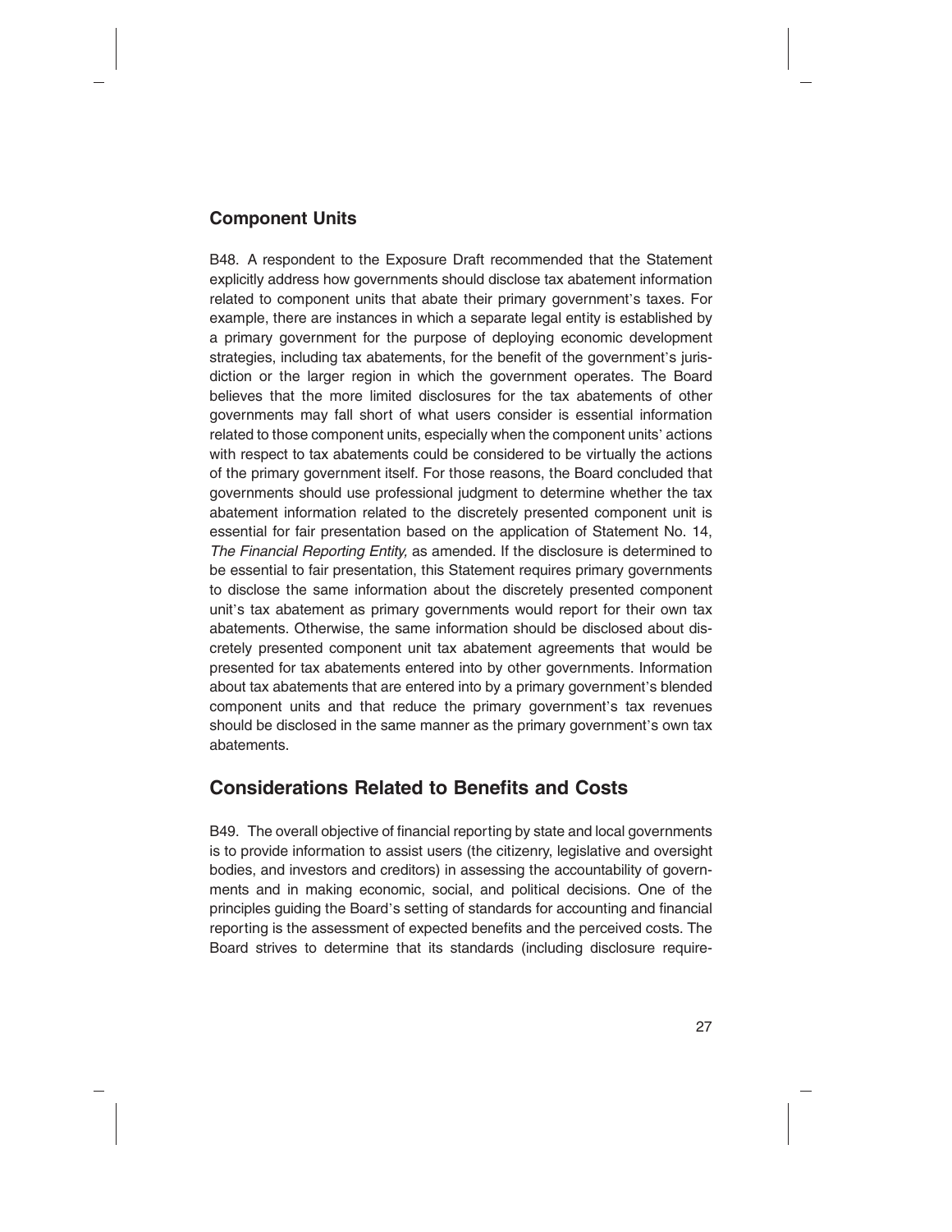## Component Units

B48. A respondent to the Exposure Draft recommended that the Statement explicitly address how governments should disclose tax abatement information related to component units that abate their primary government's taxes. For example, there are instances in which a separate legal entity is established by a primary government for the purpose of deploying economic development strategies, including tax abatements, for the benefit of the government's jurisdiction or the larger region in which the government operates. The Board believes that the more limited disclosures for the tax abatements of other governments may fall short of what users consider is essential information related to those component units, especially when the component units' actions with respect to tax abatements could be considered to be virtually the actions of the primary government itself. For those reasons, the Board concluded that governments should use professional judgment to determine whether the tax abatement information related to the discretely presented component unit is essential for fair presentation based on the application of Statement No. 14, *The Financial Reporting Entity,* as amended. If the disclosure is determined to be essential to fair presentation, this Statement requires primary governments to disclose the same information about the discretely presented component unit's tax abatement as primary governments would report for their own tax abatements. Otherwise, the same information should be disclosed about discretely presented component unit tax abatement agreements that would be presented for tax abatements entered into by other governments. Information about tax abatements that are entered into by a primary government's blended component units and that reduce the primary government's tax revenues should be disclosed in the same manner as the primary government's own tax abatements.

## Considerations Related to Benefits and Costs

B49. The overall objective of financial reporting by state and local governments is to provide information to assist users (the citizenry, legislative and oversight bodies, and investors and creditors) in assessing the accountability of governments and in making economic, social, and political decisions. One of the principles guiding the Board's setting of standards for accounting and financial reporting is the assessment of expected benefits and the perceived costs. The Board strives to determine that its standards (including disclosure require-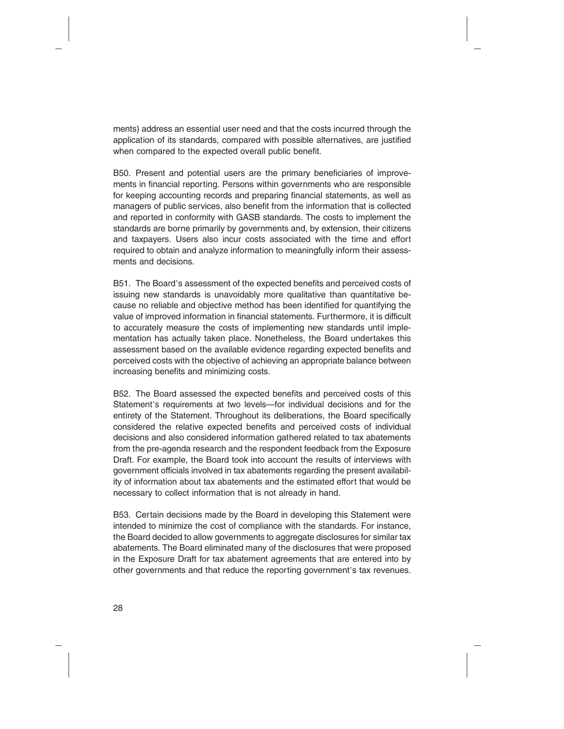ments) address an essential user need and that the costs incurred through the application of its standards, compared with possible alternatives, are justified when compared to the expected overall public benefit.

B50. Present and potential users are the primary beneficiaries of improvements in financial reporting. Persons within governments who are responsible for keeping accounting records and preparing financial statements, as well as managers of public services, also benefit from the information that is collected and reported in conformity with GASB standards. The costs to implement the standards are borne primarily by governments and, by extension, their citizens and taxpayers. Users also incur costs associated with the time and effort required to obtain and analyze information to meaningfully inform their assessments and decisions.

B51. The Board's assessment of the expected benefits and perceived costs of issuing new standards is unavoidably more qualitative than quantitative because no reliable and objective method has been identified for quantifying the value of improved information in financial statements. Furthermore, it is difficult to accurately measure the costs of implementing new standards until implementation has actually taken place. Nonetheless, the Board undertakes this assessment based on the available evidence regarding expected benefits and perceived costs with the objective of achieving an appropriate balance between increasing benefits and minimizing costs.

B52. The Board assessed the expected benefits and perceived costs of this Statement's requirements at two levels—for individual decisions and for the entirety of the Statement. Throughout its deliberations, the Board specifically considered the relative expected benefits and perceived costs of individual decisions and also considered information gathered related to tax abatements from the pre-agenda research and the respondent feedback from the Exposure Draft. For example, the Board took into account the results of interviews with government officials involved in tax abatements regarding the present availability of information about tax abatements and the estimated effort that would be necessary to collect information that is not already in hand.

B53. Certain decisions made by the Board in developing this Statement were intended to minimize the cost of compliance with the standards. For instance, the Board decided to allow governments to aggregate disclosures for similar tax abatements. The Board eliminated many of the disclosures that were proposed in the Exposure Draft for tax abatement agreements that are entered into by other governments and that reduce the reporting government's tax revenues.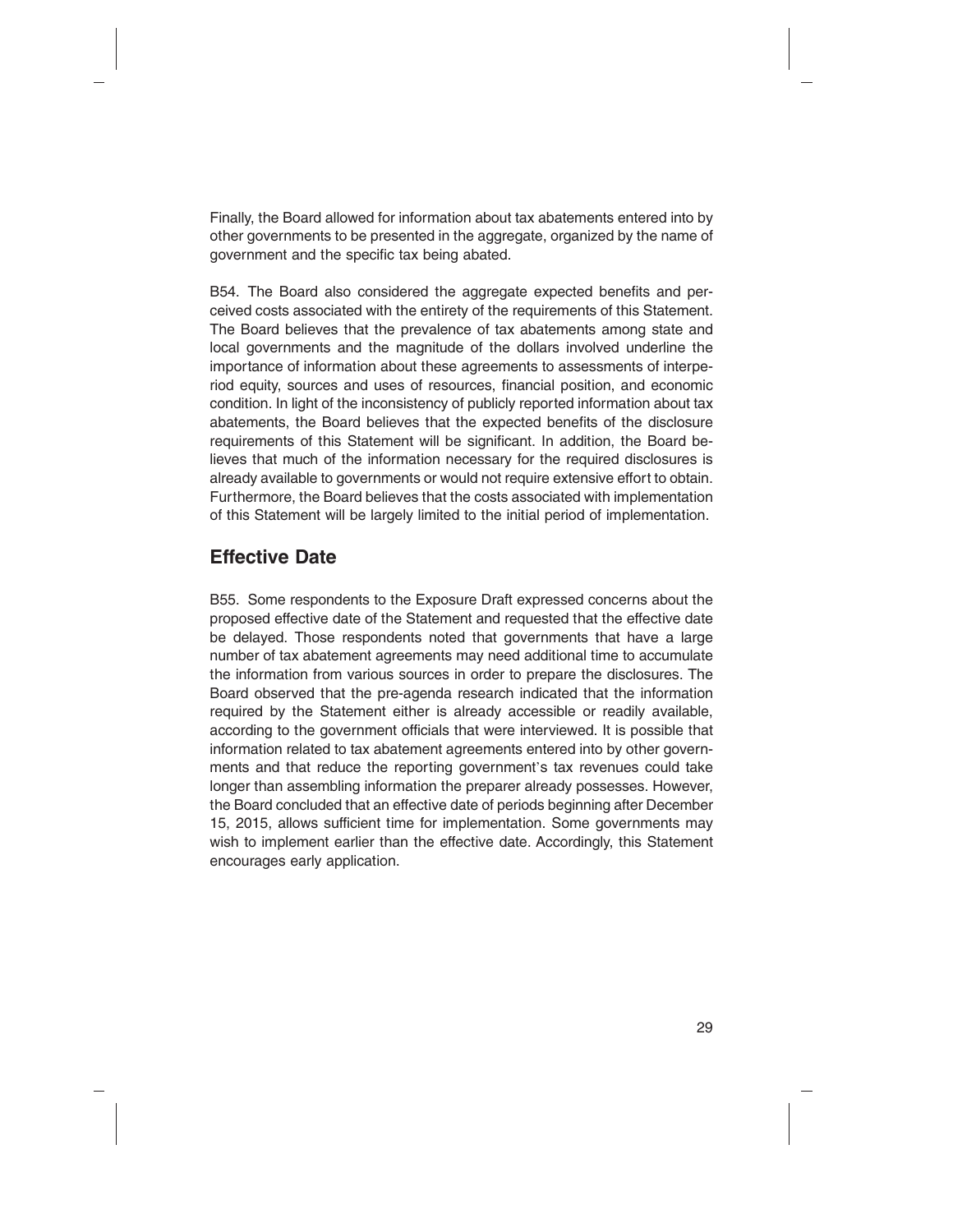Finally, the Board allowed for information about tax abatements entered into by other governments to be presented in the aggregate, organized by the name of government and the specific tax being abated.

B54. The Board also considered the aggregate expected benefits and perceived costs associated with the entirety of the requirements of this Statement. The Board believes that the prevalence of tax abatements among state and local governments and the magnitude of the dollars involved underline the importance of information about these agreements to assessments of interperiod equity, sources and uses of resources, financial position, and economic condition. In light of the inconsistency of publicly reported information about tax abatements, the Board believes that the expected benefits of the disclosure requirements of this Statement will be significant. In addition, the Board believes that much of the information necessary for the required disclosures is already available to governments or would not require extensive effort to obtain. Furthermore, the Board believes that the costs associated with implementation of this Statement will be largely limited to the initial period of implementation.

## Effective Date

B55. Some respondents to the Exposure Draft expressed concerns about the proposed effective date of the Statement and requested that the effective date be delayed. Those respondents noted that governments that have a large number of tax abatement agreements may need additional time to accumulate the information from various sources in order to prepare the disclosures. The Board observed that the pre-agenda research indicated that the information required by the Statement either is already accessible or readily available, according to the government officials that were interviewed. It is possible that information related to tax abatement agreements entered into by other governments and that reduce the reporting government's tax revenues could take longer than assembling information the preparer already possesses. However, the Board concluded that an effective date of periods beginning after December 15, 2015, allows sufficient time for implementation. Some governments may wish to implement earlier than the effective date. Accordingly, this Statement encourages early application.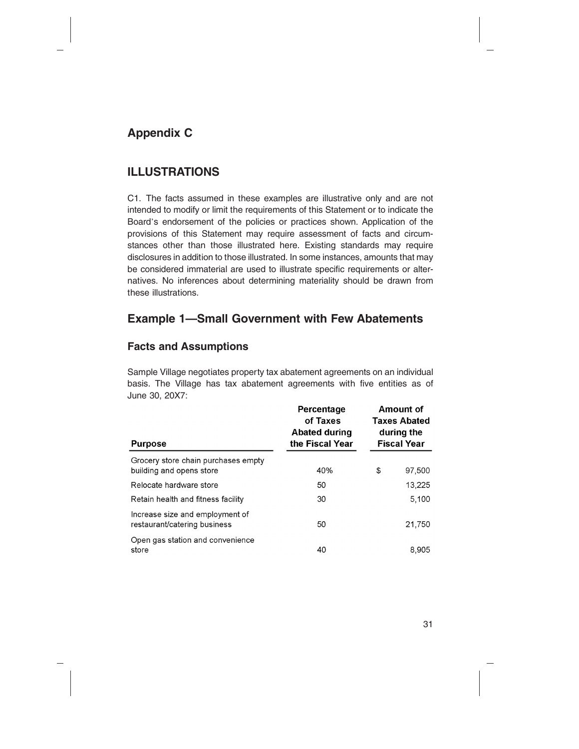# Appendix C

## ILLUSTRATIONS

C1. The facts assumed in these examples are illustrative only and are not intended to modify or limit the requirements of this Statement or to indicate the Board's endorsement of the policies or practices shown. Application of the provisions of this Statement may require assessment of facts and circumstances other than those illustrated here. Existing standards may require disclosures in addition to those illustrated. In some instances, amounts that may be considered immaterial are used to illustrate specific requirements or alternatives. No inferences about determining materiality should be drawn from these illustrations.

## Example 1—Small Government with Few Abatements

### Facts and Assumptions

Sample Village negotiates property tax abatement agreements on an individual basis. The Village has tax abatement agreements with five entities as of June 30, 20X7:

| Purpose | Percentage of Taxes Abated during the Fiscal Year | Amount of Taxes Abated during the Fiscal Year |
|---|---|---|
| Grocery store chain purchases empty building and opens store | 40% | $ 97,500 |
| Relocate hardware store | 50 | 13,225 |
| Retain health and fitness facility | 30 | 5,100 |
| Increase size and employment of restaurant/catering business | 50 | 21,750 |
| Open gas station and convenience store | 40 | 8,905 |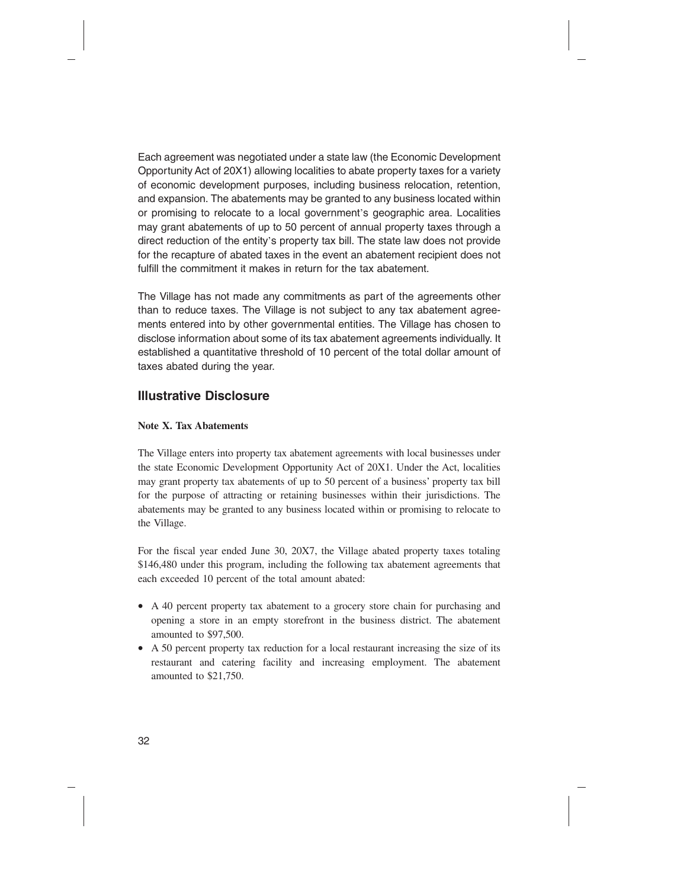Each agreement was negotiated under a state law (the Economic Development Opportunity Act of 20X1) allowing localities to abate property taxes for a variety of economic development purposes, including business relocation, retention, and expansion. The abatements may be granted to any business located within or promising to relocate to a local government's geographic area. Localities may grant abatements of up to 50 percent of annual property taxes through a direct reduction of the entity's property tax bill. The state law does not provide for the recapture of abated taxes in the event an abatement recipient does not fulfill the commitment it makes in return for the tax abatement.

The Village has not made any commitments as part of the agreements other than to reduce taxes. The Village is not subject to any tax abatement agreements entered into by other governmental entities. The Village has chosen to disclose information about some of its tax abatement agreements individually. It established a quantitative threshold of 10 percent of the total dollar amount of taxes abated during the year.

## Illustrative Disclosure

**Note X. Tax Abatements**

The Village enters into property tax abatement agreements with local businesses under the state Economic Development Opportunity Act of 20X1. Under the Act, localities may grant property tax abatements of up to 50 percent of a business' property tax bill for the purpose of attracting or retaining businesses within their jurisdictions. The abatements may be granted to any business located within or promising to relocate to the Village.

For the fiscal year ended June 30, 20X7, the Village abated property taxes totaling $146,480 under this program, including the following tax abatement agreements that each exceeded 10 percent of the total amount abated:

- A 40 percent property tax abatement to a grocery store chain for purchasing and opening a store in an empty storefront in the business district. The abatement amounted to $97,500.
- A 50 percent property tax reduction for a local restaurant increasing the size of its restaurant and catering facility and increasing employment. The abatement amounted to $21,750.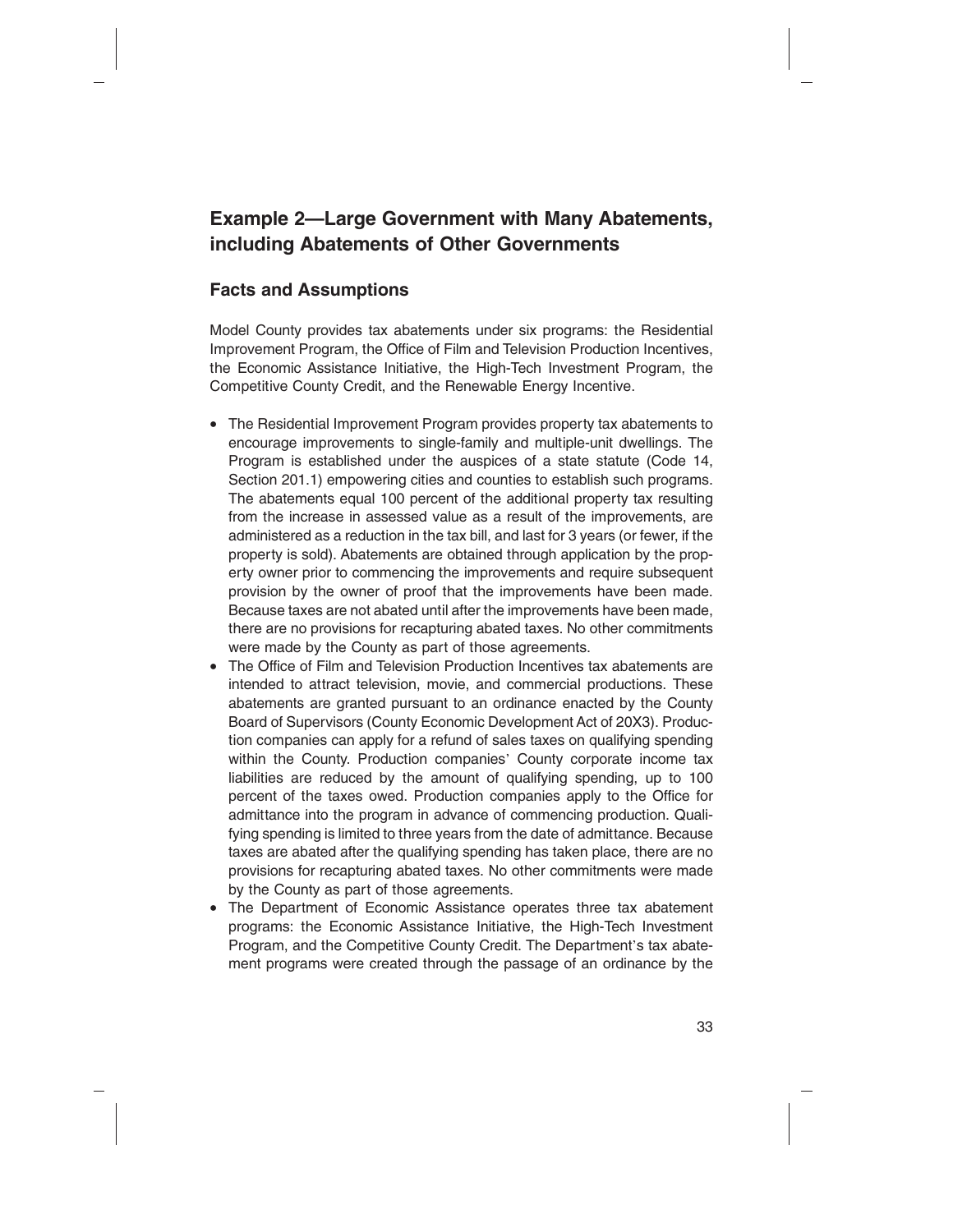## Example 2—Large Government with Many Abatements, including Abatements of Other Governments

### Facts and Assumptions

Model County provides tax abatements under six programs: the Residential Improvement Program, the Office of Film and Television Production Incentives, the Economic Assistance Initiative, the High-Tech Investment Program, the Competitive County Credit, and the Renewable Energy Incentive.

- The Residential Improvement Program provides property tax abatements to encourage improvements to single-family and multiple-unit dwellings. The Program is established under the auspices of a state statute (Code 14, Section 201.1) empowering cities and counties to establish such programs. The abatements equal 100 percent of the additional property tax resulting from the increase in assessed value as a result of the improvements, are administered as a reduction in the tax bill, and last for 3 years (or fewer, if the property is sold). Abatements are obtained through application by the property owner prior to commencing the improvements and require subsequent provision by the owner of proof that the improvements have been made. Because taxes are not abated until after the improvements have been made, there are no provisions for recapturing abated taxes. No other commitments were made by the County as part of those agreements.
- The Office of Film and Television Production Incentives tax abatements are intended to attract television, movie, and commercial productions. These abatements are granted pursuant to an ordinance enacted by the County Board of Supervisors (County Economic Development Act of 20X3). Production companies can apply for a refund of sales taxes on qualifying spending within the County. Production companies' County corporate income tax liabilities are reduced by the amount of qualifying spending, up to 100 percent of the taxes owed. Production companies apply to the Office for admittance into the program in advance of commencing production. Qualifying spending is limited to three years from the date of admittance. Because taxes are abated after the qualifying spending has taken place, there are no provisions for recapturing abated taxes. No other commitments were made by the County as part of those agreements.
- The Department of Economic Assistance operates three tax abatement programs: the Economic Assistance Initiative, the High-Tech Investment Program, and the Competitive County Credit. The Department's tax abatement programs were created through the passage of an ordinance by the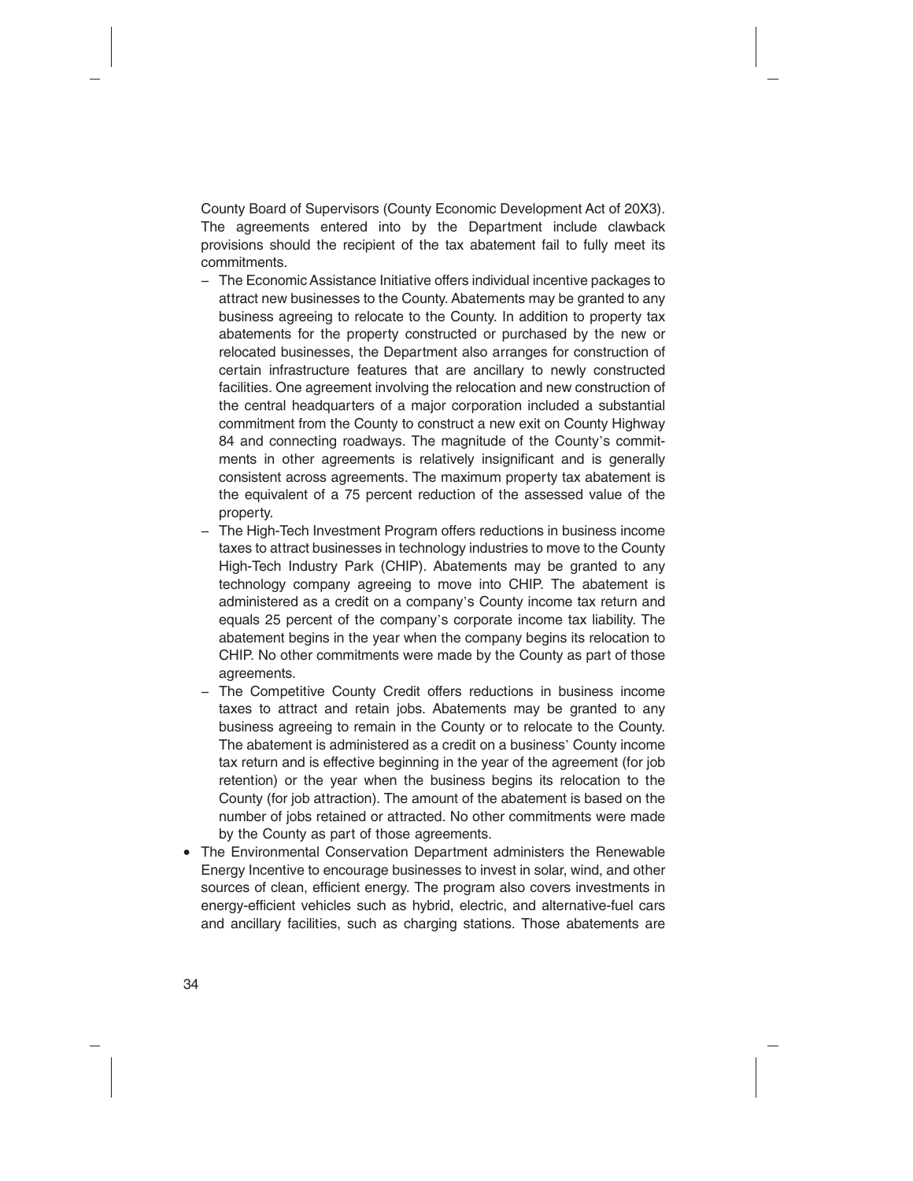County Board of Supervisors (County Economic Development Act of 20X3). The agreements entered into by the Department include clawback provisions should the recipient of the tax abatement fail to fully meet its commitments.

- The Economic Assistance Initiative offers individual incentive packages to attract new businesses to the County. Abatements may be granted to any business agreeing to relocate to the County. In addition to property tax abatements for the property constructed or purchased by the new or relocated businesses, the Department also arranges for construction of certain infrastructure features that are ancillary to newly constructed facilities. One agreement involving the relocation and new construction of the central headquarters of a major corporation included a substantial commitment from the County to construct a new exit on County Highway 84 and connecting roadways. The magnitude of the County's commitments in other agreements is relatively insignificant and is generally consistent across agreements. The maximum property tax abatement is the equivalent of a 75 percent reduction of the assessed value of the property.
- The High-Tech Investment Program offers reductions in business income taxes to attract businesses in technology industries to move to the County High-Tech Industry Park (CHIP). Abatements may be granted to any technology company agreeing to move into CHIP. The abatement is administered as a credit on a company's County income tax return and equals 25 percent of the company's corporate income tax liability. The abatement begins in the year when the company begins its relocation to CHIP. No other commitments were made by the County as part of those agreements.
- The Competitive County Credit offers reductions in business income taxes to attract and retain jobs. Abatements may be granted to any business agreeing to remain in the County or to relocate to the County. The abatement is administered as a credit on a business' County income tax return and is effective beginning in the year of the agreement (for job retention) or the year when the business begins its relocation to the County (for job attraction). The amount of the abatement is based on the number of jobs retained or attracted. No other commitments were made by the County as part of those agreements.

- The Environmental Conservation Department administers the Renewable Energy Incentive to encourage businesses to invest in solar, wind, and other sources of clean, efficient energy. The program also covers investments in energy-efficient vehicles such as hybrid, electric, and alternative-fuel cars and ancillary facilities, such as charging stations. Those abatements are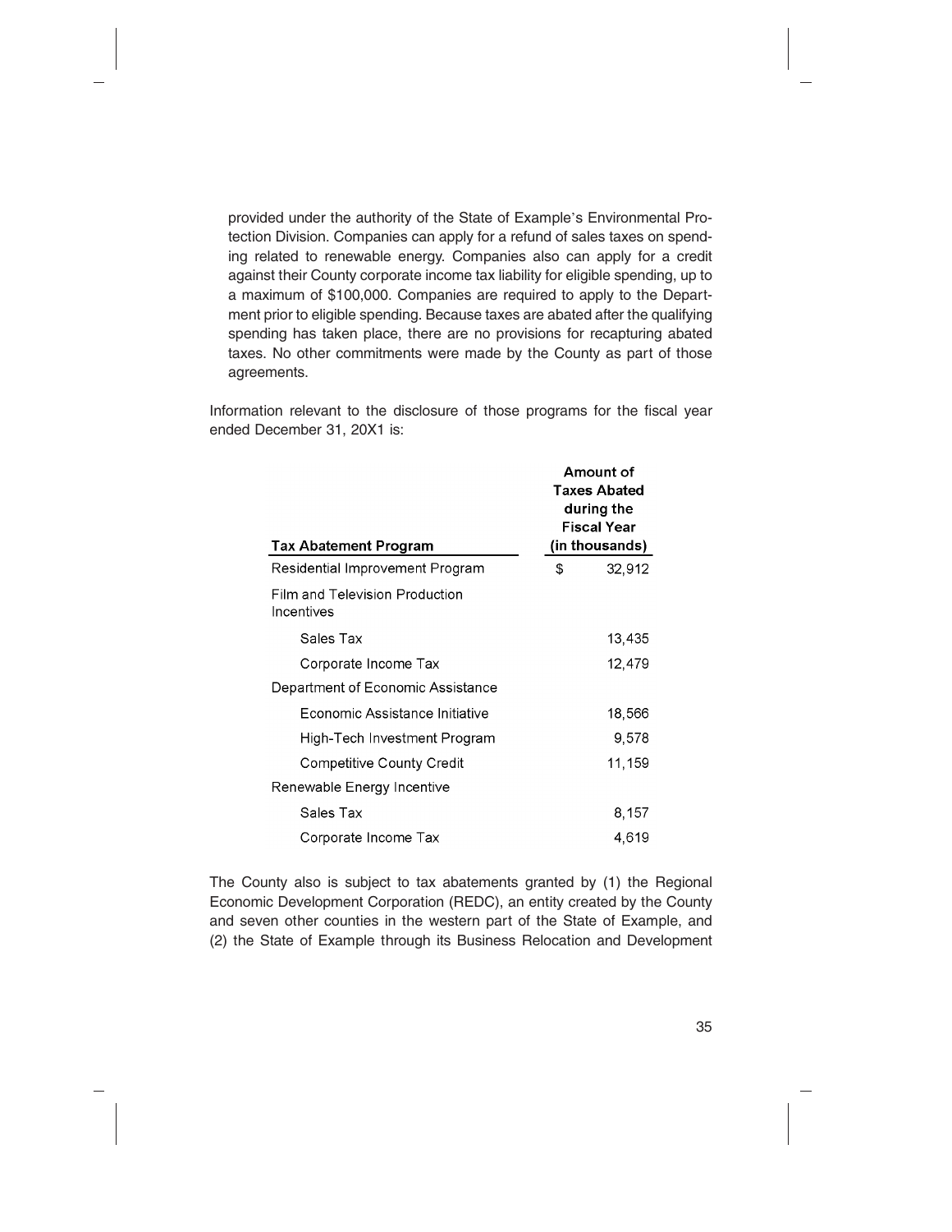provided under the authority of the State of Example's Environmental Protection Division. Companies can apply for a refund of sales taxes on spending related to renewable energy. Companies also can apply for a credit against their County corporate income tax liability for eligible spending, up to a maximum of $100,000. Companies are required to apply to the Department prior to eligible spending. Because taxes are abated after the qualifying spending has taken place, there are no provisions for recapturing abated taxes. No other commitments were made by the County as part of those agreements.

Information relevant to the disclosure of those programs for the fiscal year ended December 31, 20X1 is:

| Tax Abatement Program | Amount of Taxes Abated during the Fiscal Year (in thousands) |
|---|---|
| Residential Improvement Program | $ 32,912 |
| Film and Television Production Incentives | |
| Sales Tax | 13,435 |
| Corporate Income Tax | 12,479 |
| Department of Economic Assistance | |
| Economic Assistance Initiative | 18,566 |
| High-Tech Investment Program | 9,578 |
| Competitive County Credit | 11,159 |
| Renewable Energy Incentive | |
| Sales Tax | 8,157 |
| Corporate Income Tax | 4,619 |

The County also is subject to tax abatements granted by (1) the Regional Economic Development Corporation (REDC), an entity created by the County and seven other counties in the western part of the State of Example, and (2) the State of Example through its Business Relocation and Development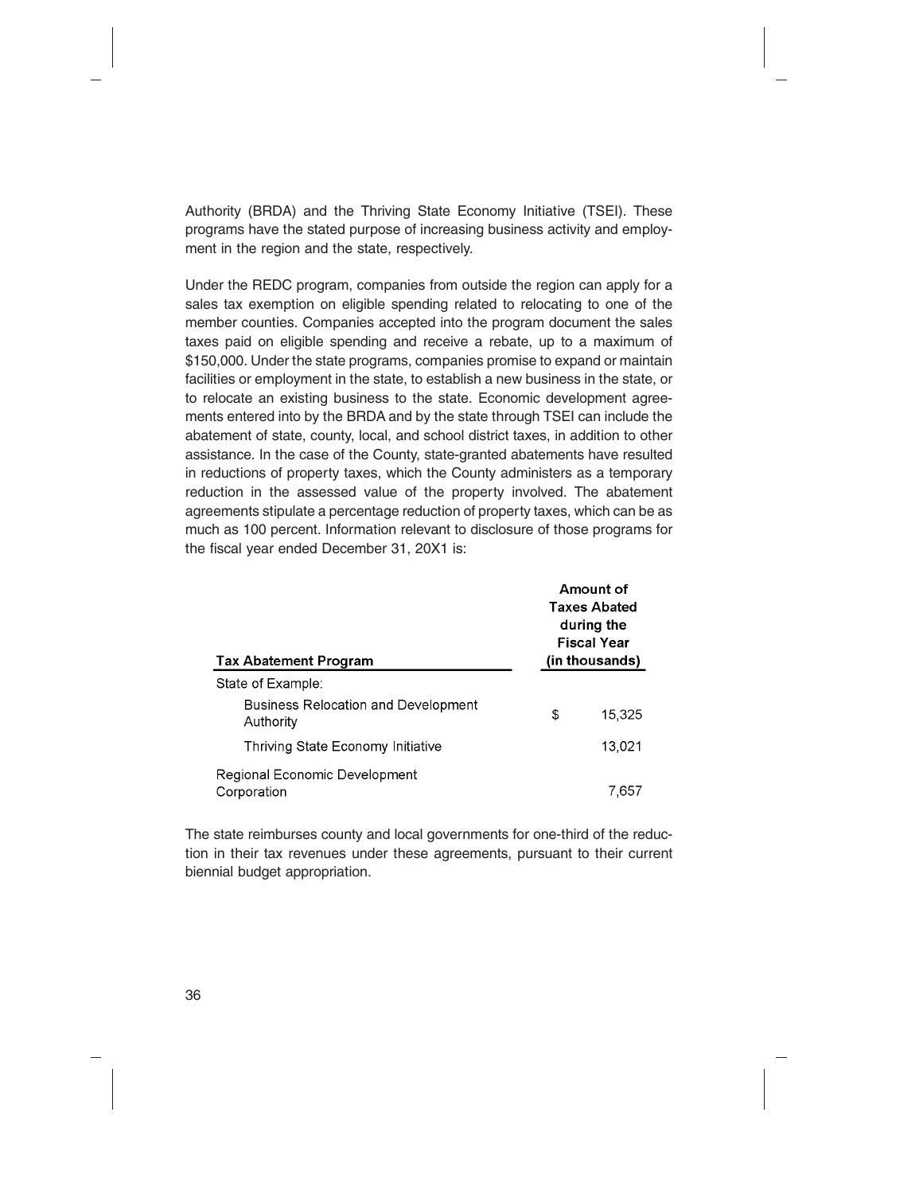Authority (BRDA) and the Thriving State Economy Initiative (TSEI). These programs have the stated purpose of increasing business activity and employment in the region and the state, respectively.

Under the REDC program, companies from outside the region can apply for a sales tax exemption on eligible spending related to relocating to one of the member counties. Companies accepted into the program document the sales taxes paid on eligible spending and receive a rebate, up to a maximum of $150,000. Under the state programs, companies promise to expand or maintain facilities or employment in the state, to establish a new business in the state, or to relocate an existing business to the state. Economic development agreements entered into by the BRDA and by the state through TSEI can include the abatement of state, county, local, and school district taxes, in addition to other assistance. In the case of the County, state-granted abatements have resulted in reductions of property taxes, which the County administers as a temporary reduction in the assessed value of the property involved. The abatement agreements stipulate a percentage reduction of property taxes, which can be as much as 100 percent. Information relevant to disclosure of those programs for the fiscal year ended December 31, 20X1 is:

| Tax Abatement Program | Amount of Taxes Abated during the Fiscal Year (in thousands) |
|---|---|
| State of Example: | |
| Business Relocation and Development Authority | $ 15,325 |
| Thriving State Economy Initiative | 13,021 |
| Regional Economic Development Corporation | 7,657 |

The state reimburses county and local governments for one-third of the reduction in their tax revenues under these agreements, pursuant to their current biennial budget appropriation.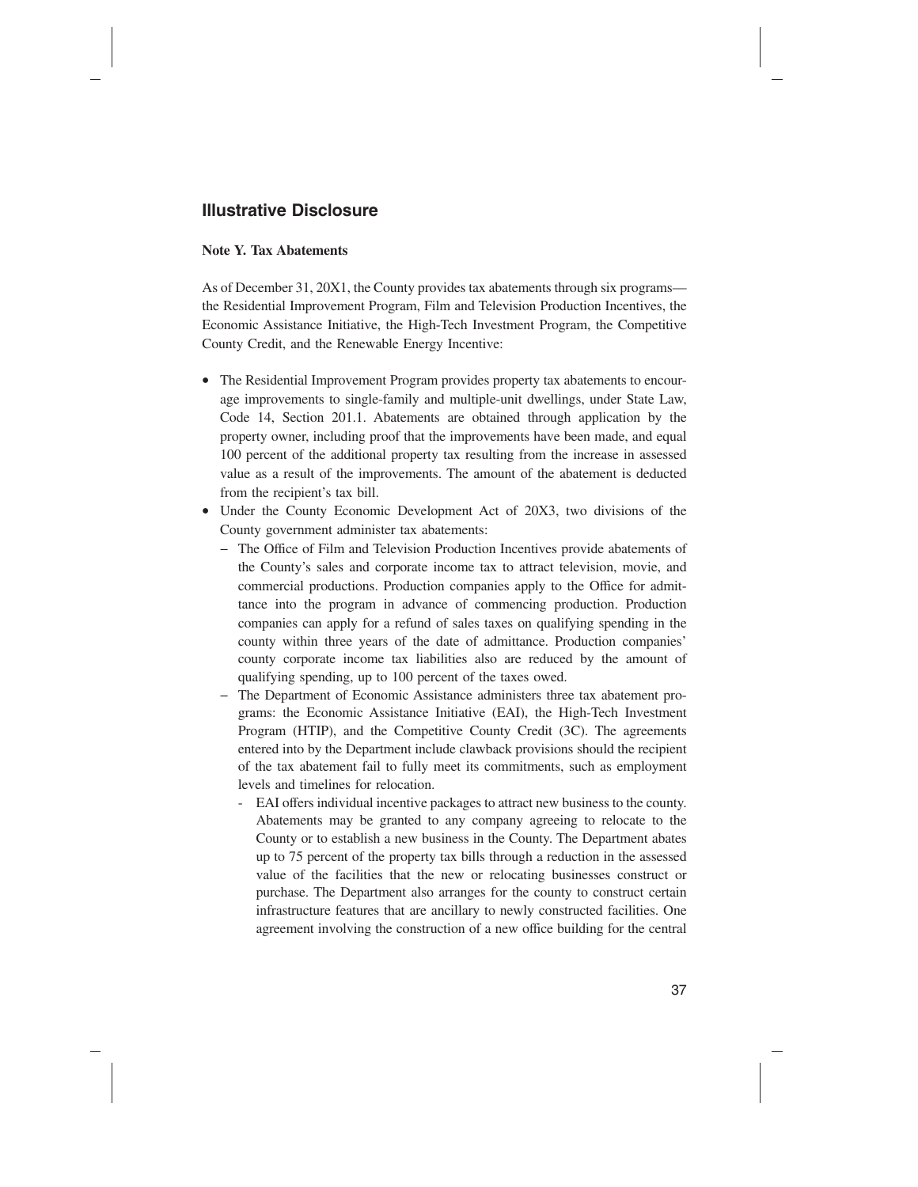## Illustrative Disclosure

**Note Y. Tax Abatements**

As of December 31, 20X1, the County provides tax abatements through six programs—the Residential Improvement Program, Film and Television Production Incentives, the Economic Assistance Initiative, the High-Tech Investment Program, the Competitive County Credit, and the Renewable Energy Incentive:

- The Residential Improvement Program provides property tax abatements to encourage improvements to single-family and multiple-unit dwellings, under State Law, Code 14, Section 201.1. Abatements are obtained through application by the property owner, including proof that the improvements have been made, and equal 100 percent of the additional property tax resulting from the increase in assessed value as a result of the improvements. The amount of the abatement is deducted from the recipient's tax bill.
- Under the County Economic Development Act of 20X3, two divisions of the County government administer tax abatements:
  - The Office of Film and Television Production Incentives provide abatements of the County's sales and corporate income tax to attract television, movie, and commercial productions. Production companies apply to the Office for admittance into the program in advance of commencing production. Production companies can apply for a refund of sales taxes on qualifying spending in the county within three years of the date of admittance. Production companies' county corporate income tax liabilities also are reduced by the amount of qualifying spending, up to 100 percent of the taxes owed.
  - The Department of Economic Assistance administers three tax abatement programs: the Economic Assistance Initiative (EAI), the High-Tech Investment Program (HTIP), and the Competitive County Credit (3C). The agreements entered into by the Department include clawback provisions should the recipient of the tax abatement fail to fully meet its commitments, such as employment levels and timelines for relocation.
    - EAI offers individual incentive packages to attract new business to the county. Abatements may be granted to any company agreeing to relocate to the County or to establish a new business in the County. The Department abates up to 75 percent of the property tax bills through a reduction in the assessed value of the facilities that the new or relocating businesses construct or purchase. The Department also arranges for the county to construct certain infrastructure features that are ancillary to newly constructed facilities. One agreement involving the construction of a new office building for the central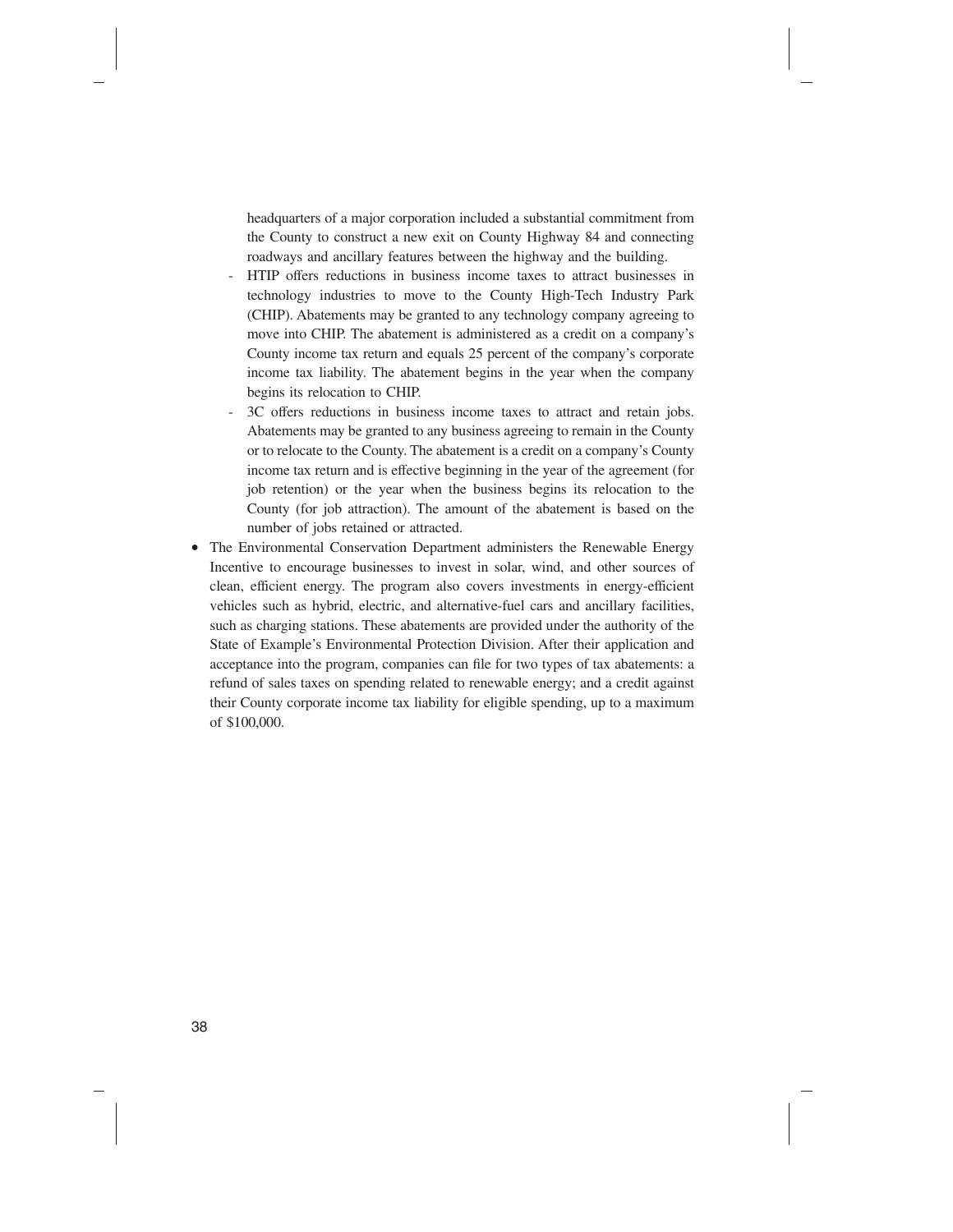headquarters of a major corporation included a substantial commitment from the County to construct a new exit on County Highway 84 and connecting roadways and ancillary features between the highway and the building.

- HTIP offers reductions in business income taxes to attract businesses in technology industries to move to the County High-Tech Industry Park (CHIP). Abatements may be granted to any technology company agreeing to move into CHIP. The abatement is administered as a credit on a company's County income tax return and equals 25 percent of the company's corporate income tax liability. The abatement begins in the year when the company begins its relocation to CHIP.
- 3C offers reductions in business income taxes to attract and retain jobs. Abatements may be granted to any business agreeing to remain in the County or to relocate to the County. The abatement is a credit on a company's County income tax return and is effective beginning in the year of the agreement (for job retention) or the year when the business begins its relocation to the County (for job attraction). The amount of the abatement is based on the number of jobs retained or attracted.

- The Environmental Conservation Department administers the Renewable Energy Incentive to encourage businesses to invest in solar, wind, and other sources of clean, efficient energy. The program also covers investments in energy-efficient vehicles such as hybrid, electric, and alternative-fuel cars and ancillary facilities, such as charging stations. These abatements are provided under the authority of the State of Example's Environmental Protection Division. After their application and acceptance into the program, companies can file for two types of tax abatements: a refund of sales taxes on spending related to renewable energy; and a credit against their County corporate income tax liability for eligible spending, up to a maximum of $100,000.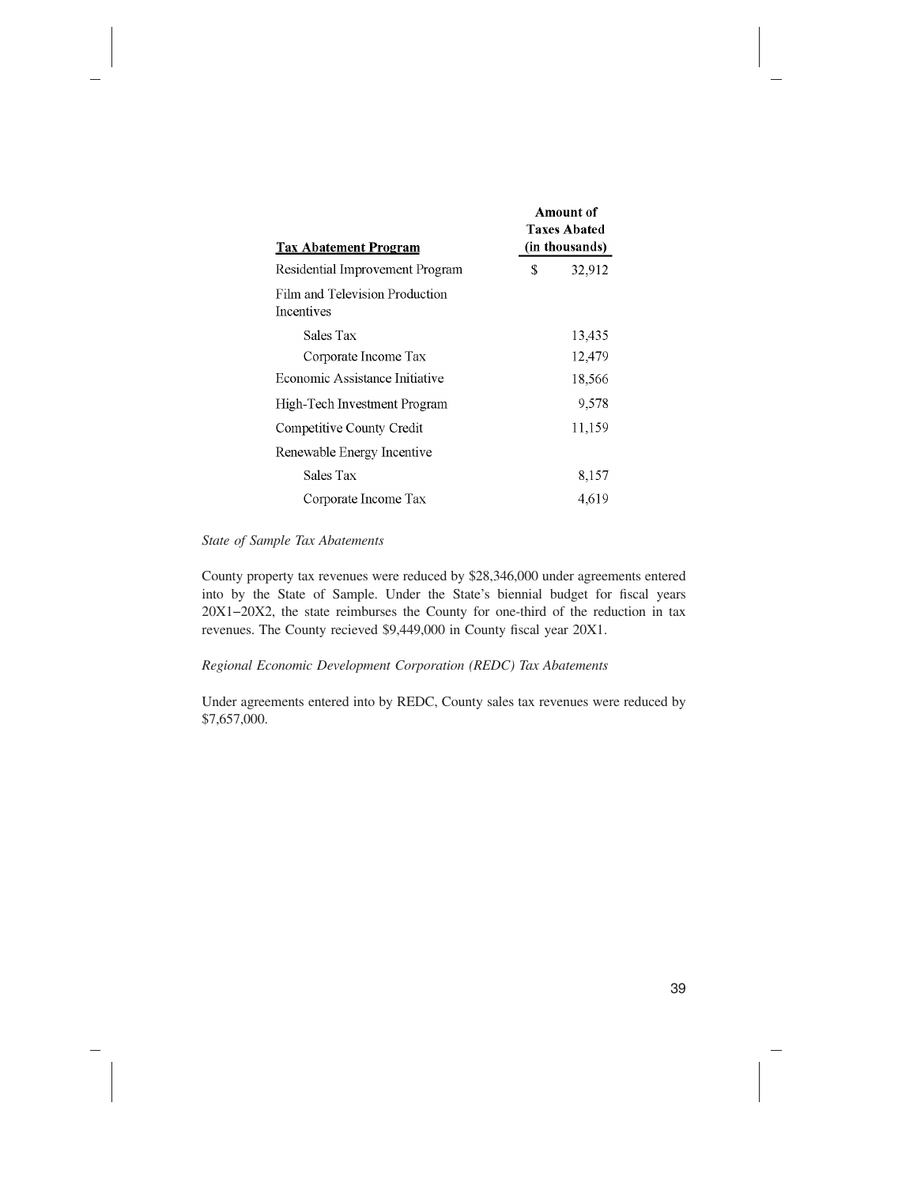| Tax Abatement Program | | Amount of Taxes Abated (in thousands) |
|---|---|---|
| Residential Improvement Program | $ | 32,912 |
| Film and Television Production Incentives | | |
| Sales Tax | | 13,435 |
| Corporate Income Tax | | 12,479 |
| Economic Assistance Initiative | | 18,566 |
| High-Tech Investment Program | | 9,578 |
| Competitive County Credit | | 11,159 |
| Renewable Energy Incentive | | |
| Sales Tax | | 8,157 |
| Corporate Income Tax | | 4,619 |

*State of Sample Tax Abatements*

County property tax revenues were reduced by $28,346,000 under agreements entered into by the State of Sample. Under the State's biennial budget for fiscal years 20X1–20X2, the state reimburses the County for one-third of the reduction in tax revenues. The County recieved $9,449,000 in County fiscal year 20X1.

*Regional Economic Development Corporation (REDC) Tax Abatements*

Under agreements entered into by REDC, County sales tax revenues were reduced by $7,657,000.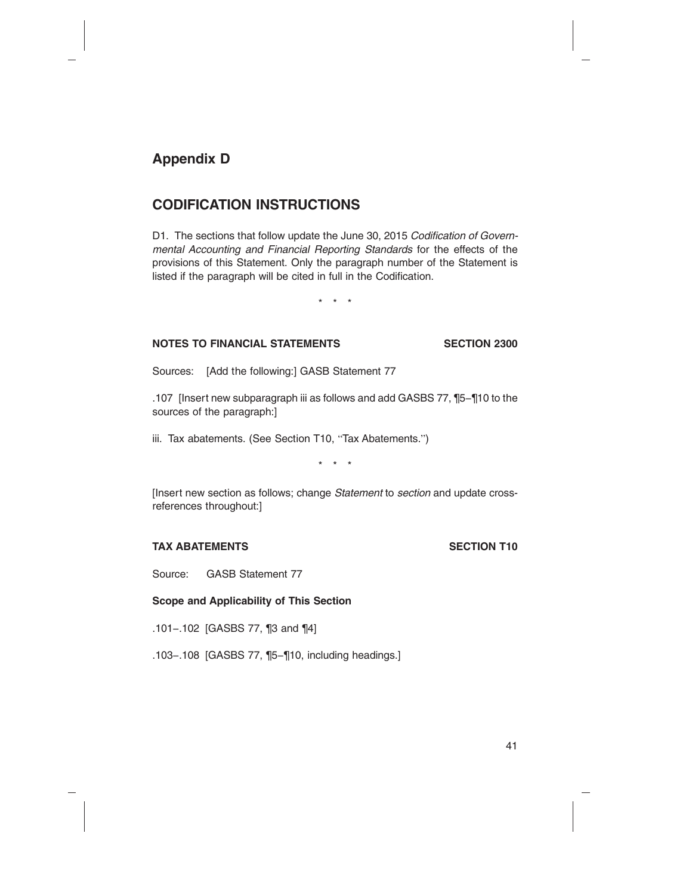# Appendix D

## CODIFICATION INSTRUCTIONS

D1. The sections that follow update the June 30, 2015 *Codification of Governmental Accounting and Financial Reporting Standards* for the effects of the provisions of this Statement. Only the paragraph number of the Statement is listed if the paragraph will be cited in full in the Codification.

\* \* \*

**NOTES TO FINANCIAL STATEMENTS SECTION 2300**

Sources: [Add the following:] GASB Statement 77

.107 [Insert new subparagraph iii as follows and add GASBS 77, ¶5–¶10 to the sources of the paragraph:]

iii. Tax abatements. (See Section T10, "Tax Abatements.")

\* \* \*

[Insert new section as follows; change *Statement* to *section* and update cross-references throughout:]

**TAX ABATEMENTS SECTION T10**

Source: GASB Statement 77

**Scope and Applicability of This Section**

.101–.102 [GASBS 77, ¶3 and ¶4]

.103–.108 [GASBS 77, ¶5–¶10, including headings.]